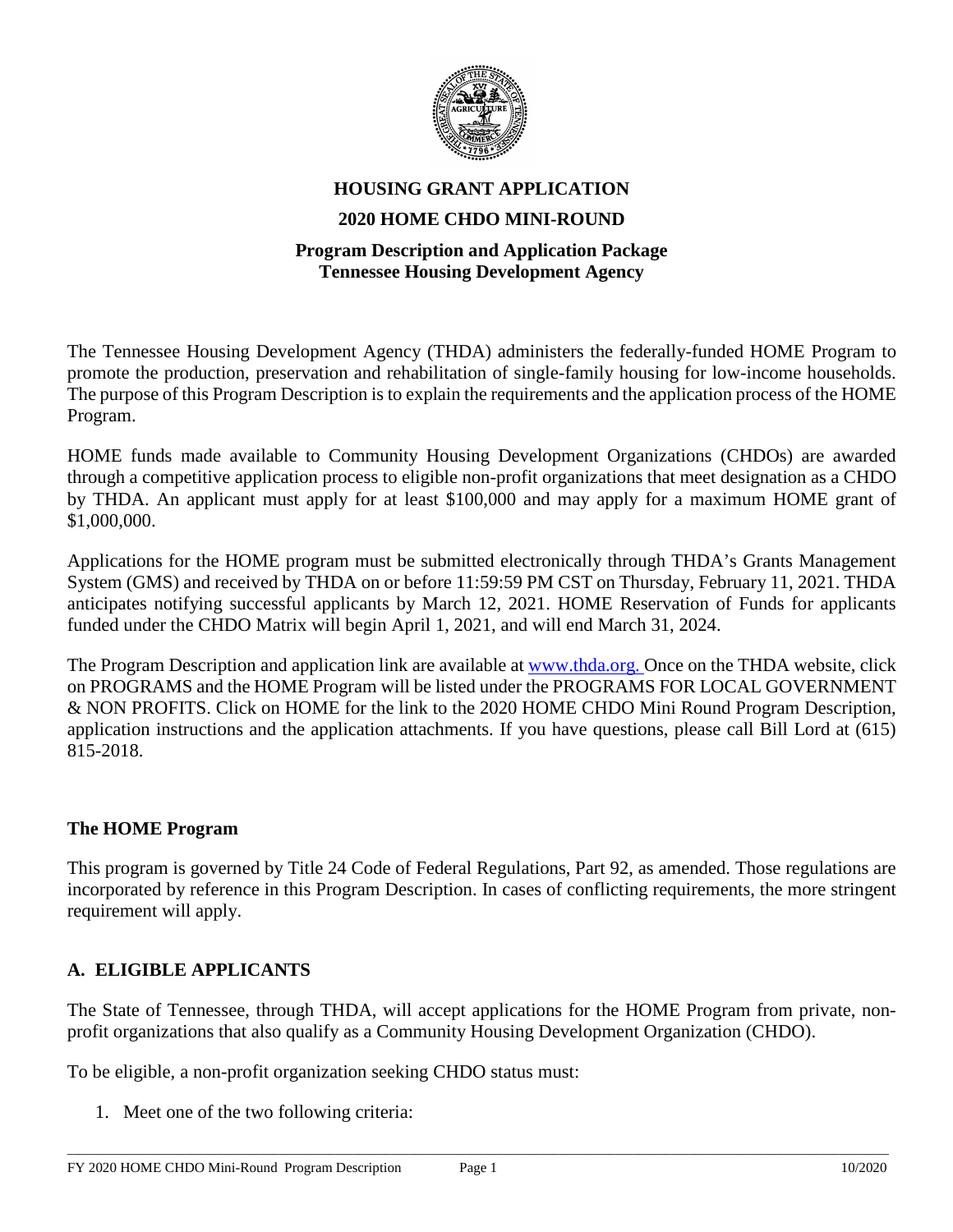# HOUSING GRANT APPLICATION

## 2020 HOME CHDO MINI-ROUND

### Program Description and Application Package
### Tennessee Housing Development Agency

The Tennessee Housing Development Agency (THDA) administers the federally-funded HOME Program to promote the production, preservation and rehabilitation of single-family housing for low-income households. The purpose of this Program Description is to explain the requirements and the application process of the HOME Program.

HOME funds made available to Community Housing Development Organizations (CHDOs) are awarded through a competitive application process to eligible non-profit organizations that meet designation as a CHDO by THDA. An applicant must apply for at least $100,000 and may apply for a maximum HOME grant of $1,000,000.

Applications for the HOME program must be submitted electronically through THDA's Grants Management System (GMS) and received by THDA on or before 11:59:59 PM CST on Thursday, February 11, 2021. THDA anticipates notifying successful applicants by March 12, 2021. HOME Reservation of Funds for applicants funded under the CHDO Matrix will begin April 1, 2021, and will end March 31, 2024.

The Program Description and application link are available at [www.thda.org.](http://www.thda.org) Once on the THDA website, click on PROGRAMS and the HOME Program will be listed under the PROGRAMS FOR LOCAL GOVERNMENT & NON PROFITS. Click on HOME for the link to the 2020 HOME CHDO Mini Round Program Description, application instructions and the application attachments. If you have questions, please call Bill Lord at (615) 815-2018.

## The HOME Program

This program is governed by Title 24 Code of Federal Regulations, Part 92, as amended. Those regulations are incorporated by reference in this Program Description. In cases of conflicting requirements, the more stringent requirement will apply.

## A. ELIGIBLE APPLICANTS

The State of Tennessee, through THDA, will accept applications for the HOME Program from private, non-profit organizations that also qualify as a Community Housing Development Organization (CHDO).

To be eligible, a non-profit organization seeking CHDO status must:

1. Meet one of the two following criteria: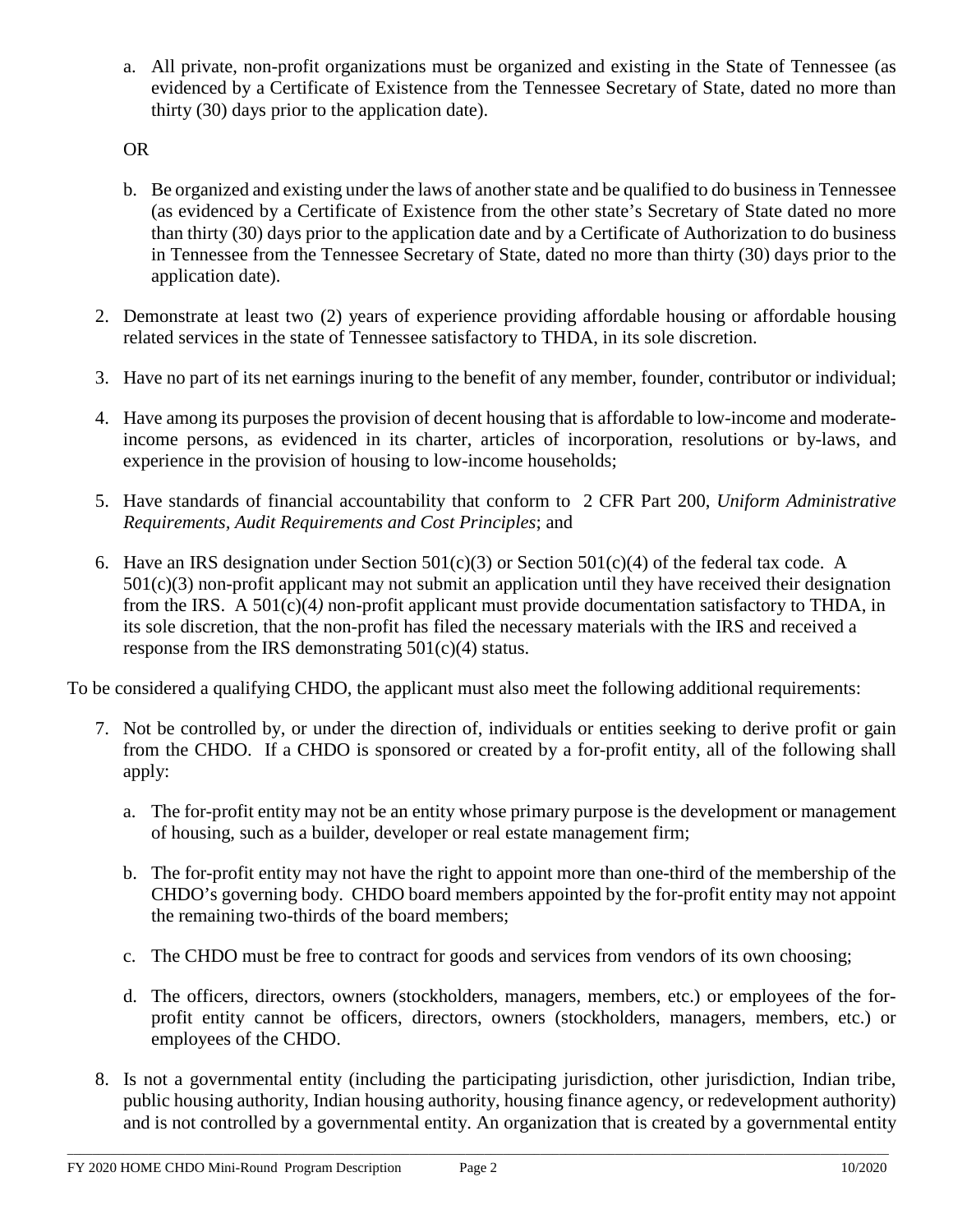a. All private, non-profit organizations must be organized and existing in the State of Tennessee (as evidenced by a Certificate of Existence from the Tennessee Secretary of State, dated no more than thirty (30) days prior to the application date).

OR

b. Be organized and existing under the laws of another state and be qualified to do business in Tennessee (as evidenced by a Certificate of Existence from the other state's Secretary of State dated no more than thirty (30) days prior to the application date and by a Certificate of Authorization to do business in Tennessee from the Tennessee Secretary of State, dated no more than thirty (30) days prior to the application date).

2. Demonstrate at least two (2) years of experience providing affordable housing or affordable housing related services in the state of Tennessee satisfactory to THDA, in its sole discretion.

3. Have no part of its net earnings inuring to the benefit of any member, founder, contributor or individual;

4. Have among its purposes the provision of decent housing that is affordable to low-income and moderate-income persons, as evidenced in its charter, articles of incorporation, resolutions or by-laws, and experience in the provision of housing to low-income households;

5. Have standards of financial accountability that conform to 2 CFR Part 200, *Uniform Administrative Requirements, Audit Requirements and Cost Principles*; and

6. Have an IRS designation under Section 501(c)(3) or Section 501(c)(4) of the federal tax code. A 501(c)(3) non-profit applicant may not submit an application until they have received their designation from the IRS. A 501(c)(4) non-profit applicant must provide documentation satisfactory to THDA, in its sole discretion, that the non-profit has filed the necessary materials with the IRS and received a response from the IRS demonstrating 501(c)(4) status.

To be considered a qualifying CHDO, the applicant must also meet the following additional requirements:

7. Not be controlled by, or under the direction of, individuals or entities seeking to derive profit or gain from the CHDO. If a CHDO is sponsored or created by a for-profit entity, all of the following shall apply:

   a. The for-profit entity may not be an entity whose primary purpose is the development or management of housing, such as a builder, developer or real estate management firm;

   b. The for-profit entity may not have the right to appoint more than one-third of the membership of the CHDO's governing body. CHDO board members appointed by the for-profit entity may not appoint the remaining two-thirds of the board members;

   c. The CHDO must be free to contract for goods and services from vendors of its own choosing;

   d. The officers, directors, owners (stockholders, managers, members, etc.) or employees of the for-profit entity cannot be officers, directors, owners (stockholders, managers, members, etc.) or employees of the CHDO.

8. Is not a governmental entity (including the participating jurisdiction, other jurisdiction, Indian tribe, public housing authority, Indian housing authority, housing finance agency, or redevelopment authority) and is not controlled by a governmental entity. An organization that is created by a governmental entity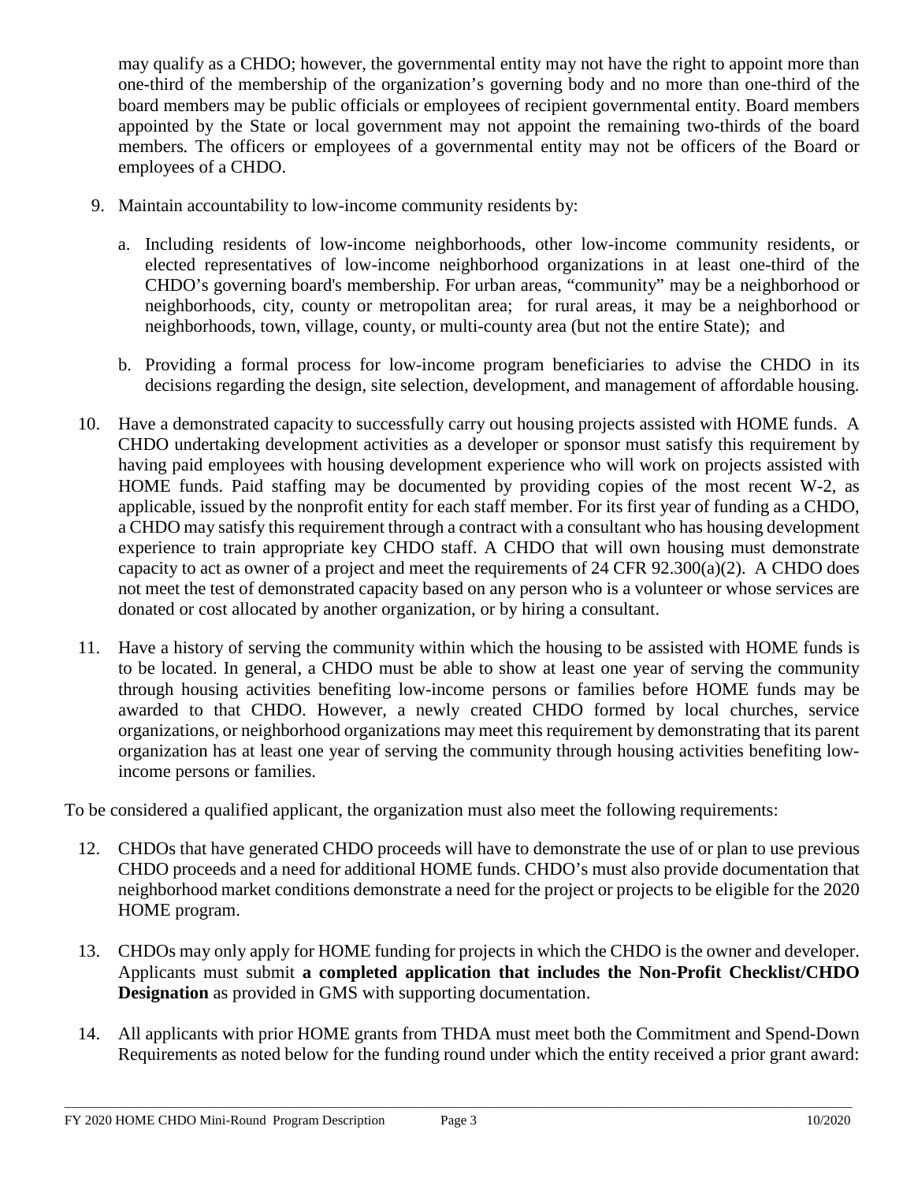may qualify as a CHDO; however, the governmental entity may not have the right to appoint more than one-third of the membership of the organization's governing body and no more than one-third of the board members may be public officials or employees of recipient governmental entity. Board members appointed by the State or local government may not appoint the remaining two-thirds of the board members. The officers or employees of a governmental entity may not be officers of the Board or employees of a CHDO.

9. Maintain accountability to low-income community residents by:

   a. Including residents of low-income neighborhoods, other low-income community residents, or elected representatives of low-income neighborhood organizations in at least one-third of the CHDO's governing board's membership. For urban areas, "community" may be a neighborhood or neighborhoods, city, county or metropolitan area; for rural areas, it may be a neighborhood or neighborhoods, town, village, county, or multi-county area (but not the entire State); and

   b. Providing a formal process for low-income program beneficiaries to advise the CHDO in its decisions regarding the design, site selection, development, and management of affordable housing.

10. Have a demonstrated capacity to successfully carry out housing projects assisted with HOME funds. A CHDO undertaking development activities as a developer or sponsor must satisfy this requirement by having paid employees with housing development experience who will work on projects assisted with HOME funds. Paid staffing may be documented by providing copies of the most recent W-2, as applicable, issued by the nonprofit entity for each staff member. For its first year of funding as a CHDO, a CHDO may satisfy this requirement through a contract with a consultant who has housing development experience to train appropriate key CHDO staff. A CHDO that will own housing must demonstrate capacity to act as owner of a project and meet the requirements of 24 CFR 92.300(a)(2). A CHDO does not meet the test of demonstrated capacity based on any person who is a volunteer or whose services are donated or cost allocated by another organization, or by hiring a consultant.

11. Have a history of serving the community within which the housing to be assisted with HOME funds is to be located. In general, a CHDO must be able to show at least one year of serving the community through housing activities benefiting low-income persons or families before HOME funds may be awarded to that CHDO. However, a newly created CHDO formed by local churches, service organizations, or neighborhood organizations may meet this requirement by demonstrating that its parent organization has at least one year of serving the community through housing activities benefiting low-income persons or families.

To be considered a qualified applicant, the organization must also meet the following requirements:

12. CHDOs that have generated CHDO proceeds will have to demonstrate the use of or plan to use previous CHDO proceeds and a need for additional HOME funds. CHDO's must also provide documentation that neighborhood market conditions demonstrate a need for the project or projects to be eligible for the 2020 HOME program.

13. CHDOs may only apply for HOME funding for projects in which the CHDO is the owner and developer. Applicants must submit **a completed application that includes the Non-Profit Checklist/CHDO Designation** as provided in GMS with supporting documentation.

14. All applicants with prior HOME grants from THDA must meet both the Commitment and Spend-Down Requirements as noted below for the funding round under which the entity received a prior grant award: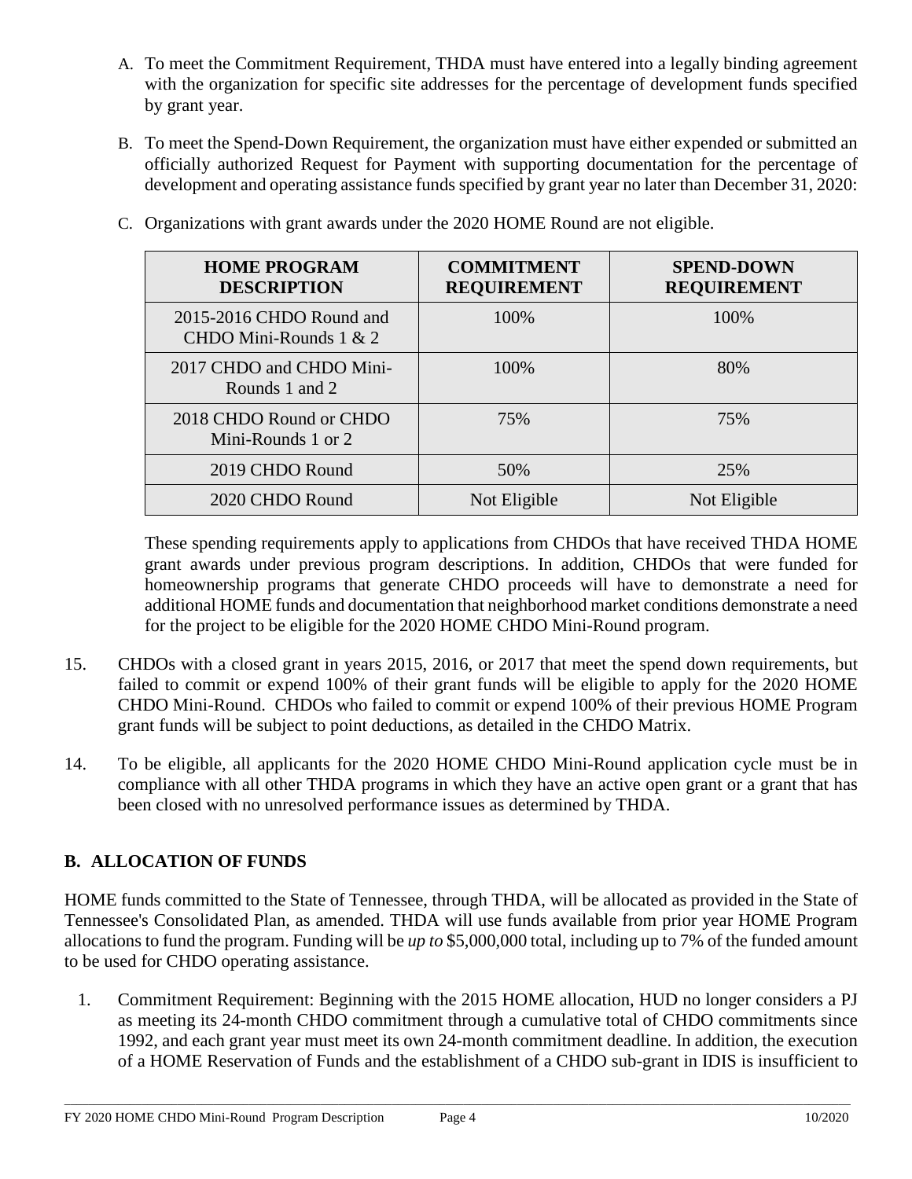A. To meet the Commitment Requirement, THDA must have entered into a legally binding agreement with the organization for specific site addresses for the percentage of development funds specified by grant year.

B. To meet the Spend-Down Requirement, the organization must have either expended or submitted an officially authorized Request for Payment with supporting documentation for the percentage of development and operating assistance funds specified by grant year no later than December 31, 2020:

C. Organizations with grant awards under the 2020 HOME Round are not eligible.

| HOME PROGRAM DESCRIPTION | COMMITMENT REQUIREMENT | SPEND-DOWN REQUIREMENT |
|---|---|---|
| 2015-2016 CHDO Round and CHDO Mini-Rounds 1 & 2 | 100% | 100% |
| 2017 CHDO and CHDO Mini-Rounds 1 and 2 | 100% | 80% |
| 2018 CHDO Round or CHDO Mini-Rounds 1 or 2 | 75% | 75% |
| 2019 CHDO Round | 50% | 25% |
| 2020 CHDO Round | Not Eligible | Not Eligible |

These spending requirements apply to applications from CHDOs that have received THDA HOME grant awards under previous program descriptions. In addition, CHDOs that were funded for homeownership programs that generate CHDO proceeds will have to demonstrate a need for additional HOME funds and documentation that neighborhood market conditions demonstrate a need for the project to be eligible for the 2020 HOME CHDO Mini-Round program.

15. CHDOs with a closed grant in years 2015, 2016, or 2017 that meet the spend down requirements, but failed to commit or expend 100% of their grant funds will be eligible to apply for the 2020 HOME CHDO Mini-Round. CHDOs who failed to commit or expend 100% of their previous HOME Program grant funds will be subject to point deductions, as detailed in the CHDO Matrix.

14. To be eligible, all applicants for the 2020 HOME CHDO Mini-Round application cycle must be in compliance with all other THDA programs in which they have an active open grant or a grant that has been closed with no unresolved performance issues as determined by THDA.

## B. ALLOCATION OF FUNDS

HOME funds committed to the State of Tennessee, through THDA, will be allocated as provided in the State of Tennessee's Consolidated Plan, as amended. THDA will use funds available from prior year HOME Program allocations to fund the program. Funding will be *up to* $5,000,000 total, including up to 7% of the funded amount to be used for CHDO operating assistance.

1. Commitment Requirement: Beginning with the 2015 HOME allocation, HUD no longer considers a PJ as meeting its 24-month CHDO commitment through a cumulative total of CHDO commitments since 1992, and each grant year must meet its own 24-month commitment deadline. In addition, the execution of a HOME Reservation of Funds and the establishment of a CHDO sub-grant in IDIS is insufficient to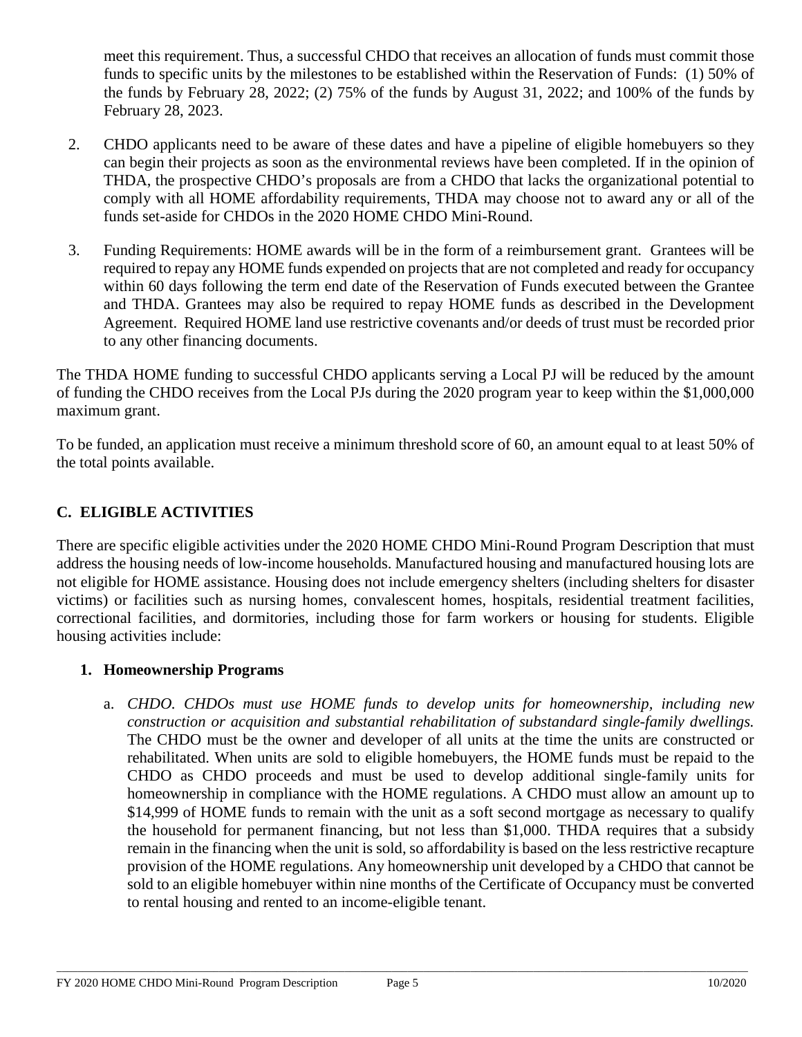meet this requirement. Thus, a successful CHDO that receives an allocation of funds must commit those funds to specific units by the milestones to be established within the Reservation of Funds: (1) 50% of the funds by February 28, 2022; (2) 75% of the funds by August 31, 2022; and 100% of the funds by February 28, 2023.

2. CHDO applicants need to be aware of these dates and have a pipeline of eligible homebuyers so they can begin their projects as soon as the environmental reviews have been completed. If in the opinion of THDA, the prospective CHDO's proposals are from a CHDO that lacks the organizational potential to comply with all HOME affordability requirements, THDA may choose not to award any or all of the funds set-aside for CHDOs in the 2020 HOME CHDO Mini-Round.

3. Funding Requirements: HOME awards will be in the form of a reimbursement grant. Grantees will be required to repay any HOME funds expended on projects that are not completed and ready for occupancy within 60 days following the term end date of the Reservation of Funds executed between the Grantee and THDA. Grantees may also be required to repay HOME funds as described in the Development Agreement. Required HOME land use restrictive covenants and/or deeds of trust must be recorded prior to any other financing documents.

The THDA HOME funding to successful CHDO applicants serving a Local PJ will be reduced by the amount of funding the CHDO receives from the Local PJs during the 2020 program year to keep within the $1,000,000 maximum grant.

To be funded, an application must receive a minimum threshold score of 60, an amount equal to at least 50% of the total points available.

## C. ELIGIBLE ACTIVITIES

There are specific eligible activities under the 2020 HOME CHDO Mini-Round Program Description that must address the housing needs of low-income households. Manufactured housing and manufactured housing lots are not eligible for HOME assistance. Housing does not include emergency shelters (including shelters for disaster victims) or facilities such as nursing homes, convalescent homes, hospitals, residential treatment facilities, correctional facilities, and dormitories, including those for farm workers or housing for students. Eligible housing activities include:

### 1. Homeownership Programs

a. *CHDO. CHDOs must use HOME funds to develop units for homeownership, including new construction or acquisition and substantial rehabilitation of substandard single-family dwellings.* The CHDO must be the owner and developer of all units at the time the units are constructed or rehabilitated. When units are sold to eligible homebuyers, the HOME funds must be repaid to the CHDO as CHDO proceeds and must be used to develop additional single-family units for homeownership in compliance with the HOME regulations. A CHDO must allow an amount up to $14,999 of HOME funds to remain with the unit as a soft second mortgage as necessary to qualify the household for permanent financing, but not less than $1,000. THDA requires that a subsidy remain in the financing when the unit is sold, so affordability is based on the less restrictive recapture provision of the HOME regulations. Any homeownership unit developed by a CHDO that cannot be sold to an eligible homebuyer within nine months of the Certificate of Occupancy must be converted to rental housing and rented to an income-eligible tenant.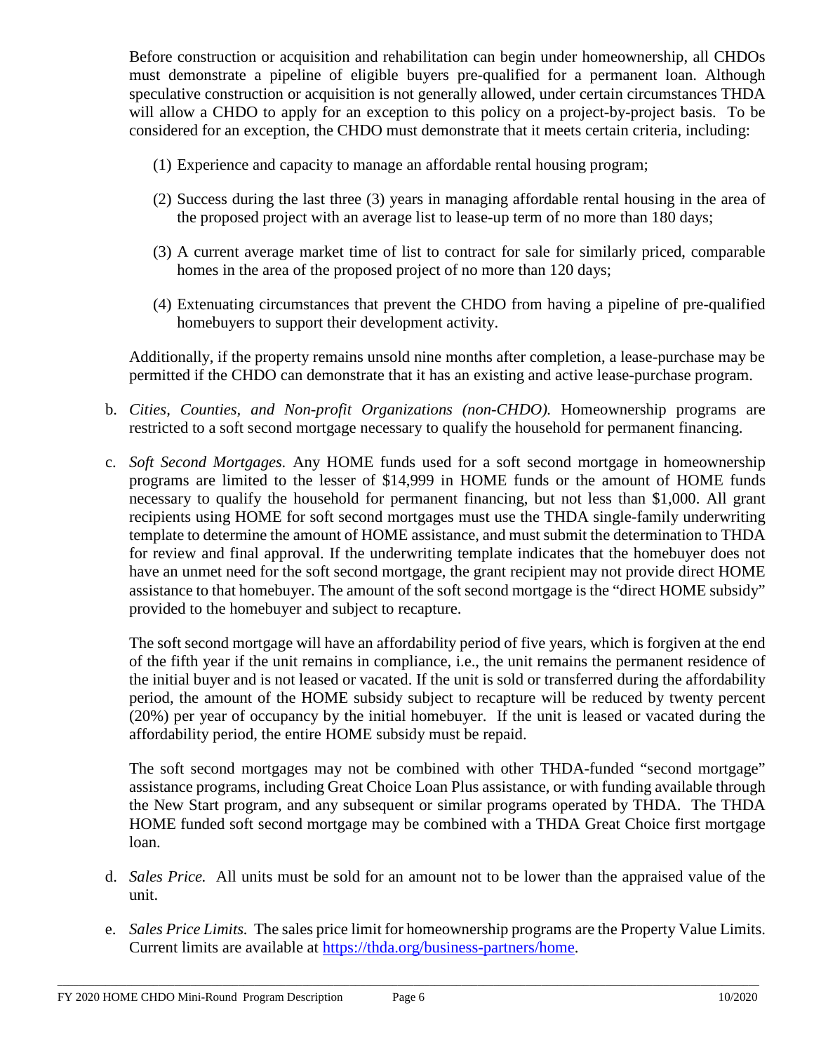Before construction or acquisition and rehabilitation can begin under homeownership, all CHDOs must demonstrate a pipeline of eligible buyers pre-qualified for a permanent loan. Although speculative construction or acquisition is not generally allowed, under certain circumstances THDA will allow a CHDO to apply for an exception to this policy on a project-by-project basis. To be considered for an exception, the CHDO must demonstrate that it meets certain criteria, including:

(1) Experience and capacity to manage an affordable rental housing program;

(2) Success during the last three (3) years in managing affordable rental housing in the area of the proposed project with an average list to lease-up term of no more than 180 days;

(3) A current average market time of list to contract for sale for similarly priced, comparable homes in the area of the proposed project of no more than 120 days;

(4) Extenuating circumstances that prevent the CHDO from having a pipeline of pre-qualified homebuyers to support their development activity.

Additionally, if the property remains unsold nine months after completion, a lease-purchase may be permitted if the CHDO can demonstrate that it has an existing and active lease-purchase program.

b. *Cities, Counties, and Non-profit Organizations (non-CHDO).* Homeownership programs are restricted to a soft second mortgage necessary to qualify the household for permanent financing.

c. *Soft Second Mortgages.* Any HOME funds used for a soft second mortgage in homeownership programs are limited to the lesser of $14,999 in HOME funds or the amount of HOME funds necessary to qualify the household for permanent financing, but not less than $1,000. All grant recipients using HOME for soft second mortgages must use the THDA single-family underwriting template to determine the amount of HOME assistance, and must submit the determination to THDA for review and final approval. If the underwriting template indicates that the homebuyer does not have an unmet need for the soft second mortgage, the grant recipient may not provide direct HOME assistance to that homebuyer. The amount of the soft second mortgage is the "direct HOME subsidy" provided to the homebuyer and subject to recapture.

The soft second mortgage will have an affordability period of five years, which is forgiven at the end of the fifth year if the unit remains in compliance, i.e., the unit remains the permanent residence of the initial buyer and is not leased or vacated. If the unit is sold or transferred during the affordability period, the amount of the HOME subsidy subject to recapture will be reduced by twenty percent (20%) per year of occupancy by the initial homebuyer. If the unit is leased or vacated during the affordability period, the entire HOME subsidy must be repaid.

The soft second mortgages may not be combined with other THDA-funded "second mortgage" assistance programs, including Great Choice Loan Plus assistance, or with funding available through the New Start program, and any subsequent or similar programs operated by THDA. The THDA HOME funded soft second mortgage may be combined with a THDA Great Choice first mortgage loan.

d. *Sales Price.* All units must be sold for an amount not to be lower than the appraised value of the unit.

e. *Sales Price Limits.* The sales price limit for homeownership programs are the Property Value Limits. Current limits are available at [https://thda.org/business-partners/home](https://thda.org/business-partners/home).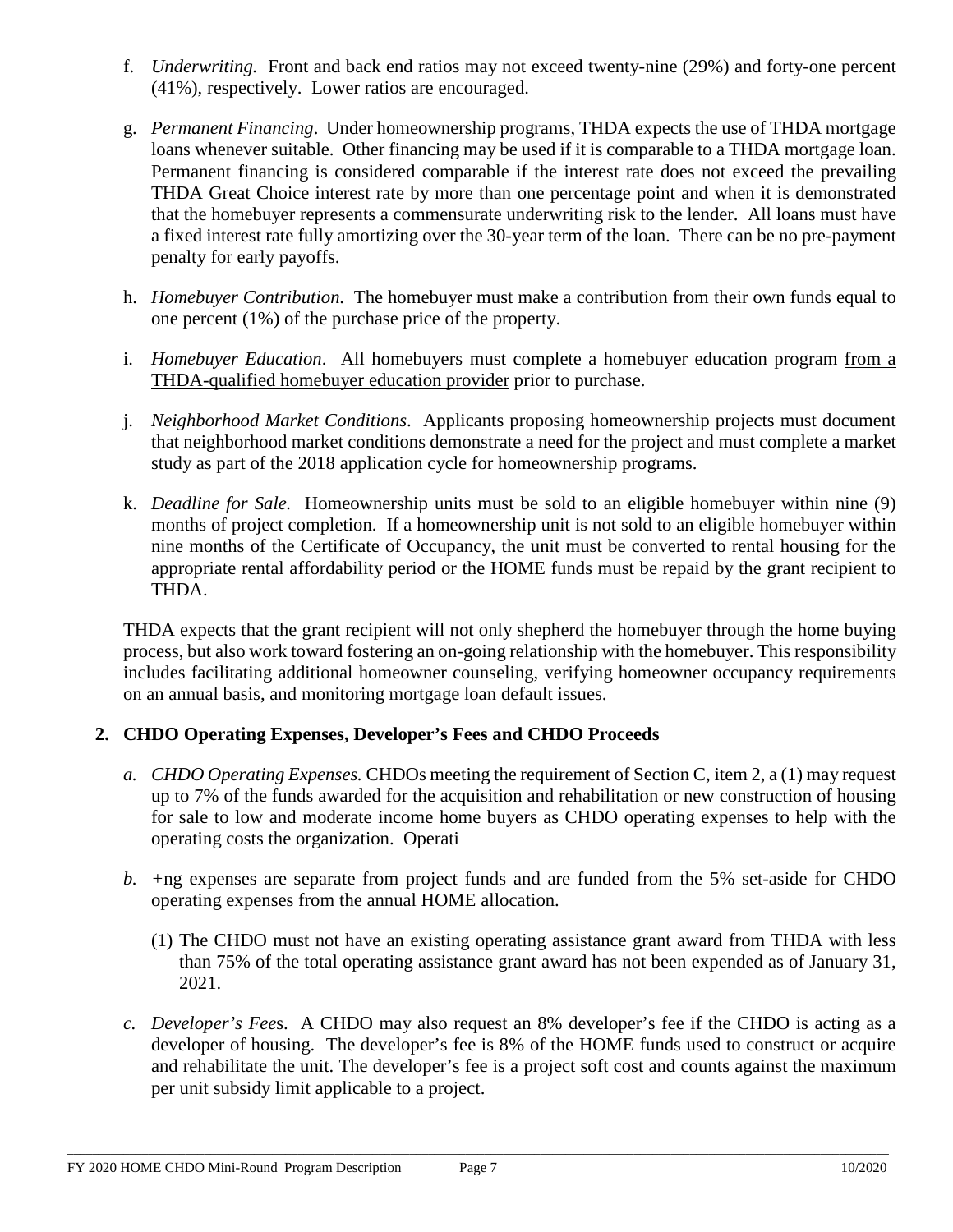f. *Underwriting.* Front and back end ratios may not exceed twenty-nine (29%) and forty-one percent (41%), respectively. Lower ratios are encouraged.

g. *Permanent Financing*. Under homeownership programs, THDA expects the use of THDA mortgage loans whenever suitable. Other financing may be used if it is comparable to a THDA mortgage loan. Permanent financing is considered comparable if the interest rate does not exceed the prevailing THDA Great Choice interest rate by more than one percentage point and when it is demonstrated that the homebuyer represents a commensurate underwriting risk to the lender. All loans must have a fixed interest rate fully amortizing over the 30-year term of the loan. There can be no pre-payment penalty for early payoffs.

h. *Homebuyer Contribution.* The homebuyer must make a contribution <u>from their own funds</u> equal to one percent (1%) of the purchase price of the property.

i. *Homebuyer Education*. All homebuyers must complete a homebuyer education program <u>from a THDA-qualified homebuyer education provider</u> prior to purchase.

j. *Neighborhood Market Conditions*. Applicants proposing homeownership projects must document that neighborhood market conditions demonstrate a need for the project and must complete a market study as part of the 2018 application cycle for homeownership programs.

k. *Deadline for Sale.* Homeownership units must be sold to an eligible homebuyer within nine (9) months of project completion. If a homeownership unit is not sold to an eligible homebuyer within nine months of the Certificate of Occupancy, the unit must be converted to rental housing for the appropriate rental affordability period or the HOME funds must be repaid by the grant recipient to THDA.

THDA expects that the grant recipient will not only shepherd the homebuyer through the home buying process, but also work toward fostering an on-going relationship with the homebuyer. This responsibility includes facilitating additional homeowner counseling, verifying homeowner occupancy requirements on an annual basis, and monitoring mortgage loan default issues.

## 2. CHDO Operating Expenses, Developer's Fees and CHDO Proceeds

*a. CHDO Operating Expenses.* CHDOs meeting the requirement of Section C, item 2, a (1) may request up to 7% of the funds awarded for the acquisition and rehabilitation or new construction of housing for sale to low and moderate income home buyers as CHDO operating expenses to help with the operating costs the organization. Operati

*b.* +ng expenses are separate from project funds and are funded from the 5% set-aside for CHDO operating expenses from the annual HOME allocation.

(1) The CHDO must not have an existing operating assistance grant award from THDA with less than 75% of the total operating assistance grant award has not been expended as of January 31, 2021.

*c. Developer's Fee*s. A CHDO may also request an 8% developer's fee if the CHDO is acting as a developer of housing. The developer's fee is 8% of the HOME funds used to construct or acquire and rehabilitate the unit. The developer's fee is a project soft cost and counts against the maximum per unit subsidy limit applicable to a project.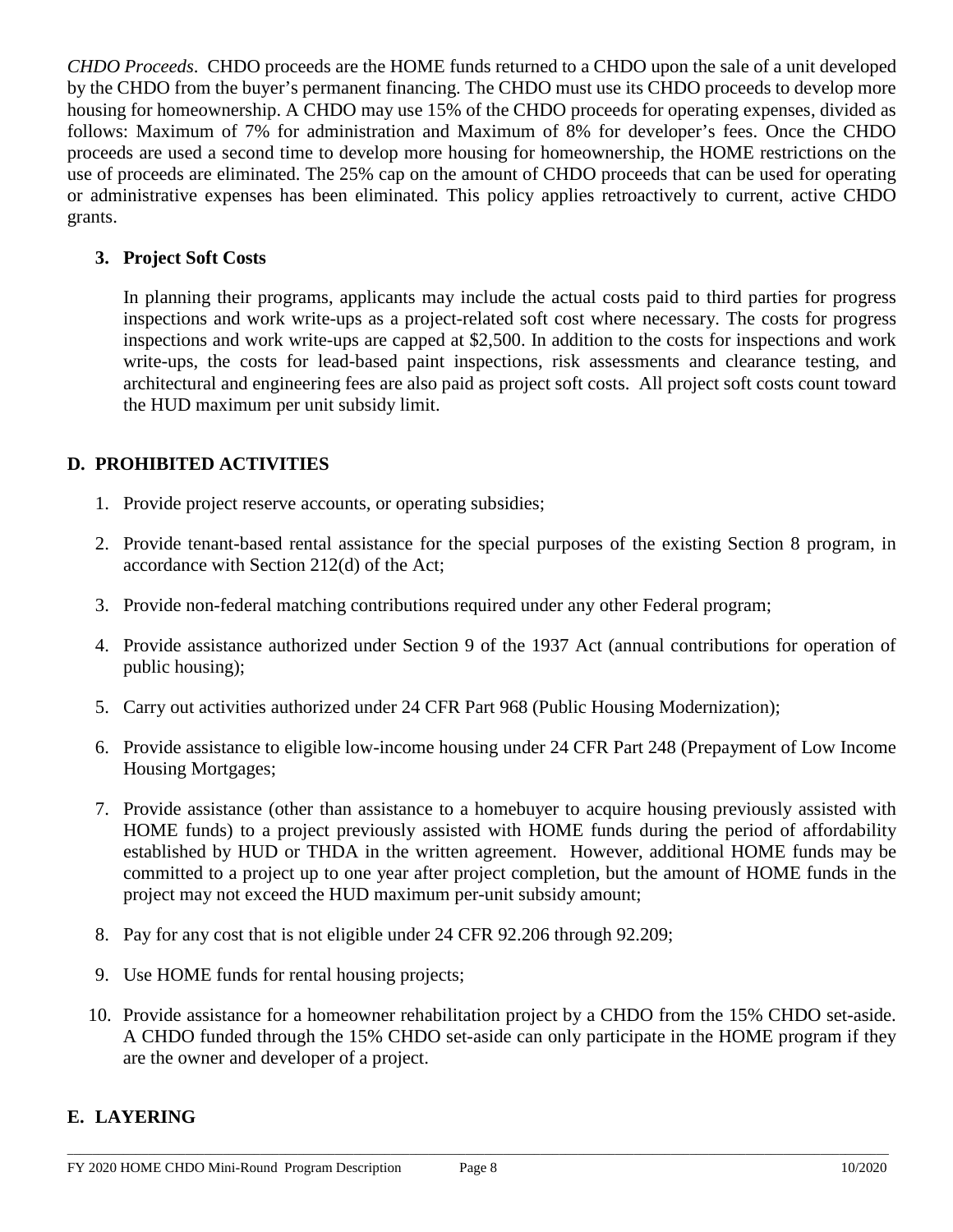*CHDO Proceeds*. CHDO proceeds are the HOME funds returned to a CHDO upon the sale of a unit developed by the CHDO from the buyer's permanent financing. The CHDO must use its CHDO proceeds to develop more housing for homeownership. A CHDO may use 15% of the CHDO proceeds for operating expenses, divided as follows: Maximum of 7% for administration and Maximum of 8% for developer's fees. Once the CHDO proceeds are used a second time to develop more housing for homeownership, the HOME restrictions on the use of proceeds are eliminated. The 25% cap on the amount of CHDO proceeds that can be used for operating or administrative expenses has been eliminated. This policy applies retroactively to current, active CHDO grants.

**3. Project Soft Costs**

In planning their programs, applicants may include the actual costs paid to third parties for progress inspections and work write-ups as a project-related soft cost where necessary. The costs for progress inspections and work write-ups are capped at $2,500. In addition to the costs for inspections and work write-ups, the costs for lead-based paint inspections, risk assessments and clearance testing, and architectural and engineering fees are also paid as project soft costs. All project soft costs count toward the HUD maximum per unit subsidy limit.

## D. PROHIBITED ACTIVITIES

1. Provide project reserve accounts, or operating subsidies;
2. Provide tenant-based rental assistance for the special purposes of the existing Section 8 program, in accordance with Section 212(d) of the Act;
3. Provide non-federal matching contributions required under any other Federal program;
4. Provide assistance authorized under Section 9 of the 1937 Act (annual contributions for operation of public housing);
5. Carry out activities authorized under 24 CFR Part 968 (Public Housing Modernization);
6. Provide assistance to eligible low-income housing under 24 CFR Part 248 (Prepayment of Low Income Housing Mortgages;
7. Provide assistance (other than assistance to a homebuyer to acquire housing previously assisted with HOME funds) to a project previously assisted with HOME funds during the period of affordability established by HUD or THDA in the written agreement. However, additional HOME funds may be committed to a project up to one year after project completion, but the amount of HOME funds in the project may not exceed the HUD maximum per-unit subsidy amount;
8. Pay for any cost that is not eligible under 24 CFR 92.206 through 92.209;
9. Use HOME funds for rental housing projects;
10. Provide assistance for a homeowner rehabilitation project by a CHDO from the 15% CHDO set-aside. A CHDO funded through the 15% CHDO set-aside can only participate in the HOME program if they are the owner and developer of a project.

## E. LAYERING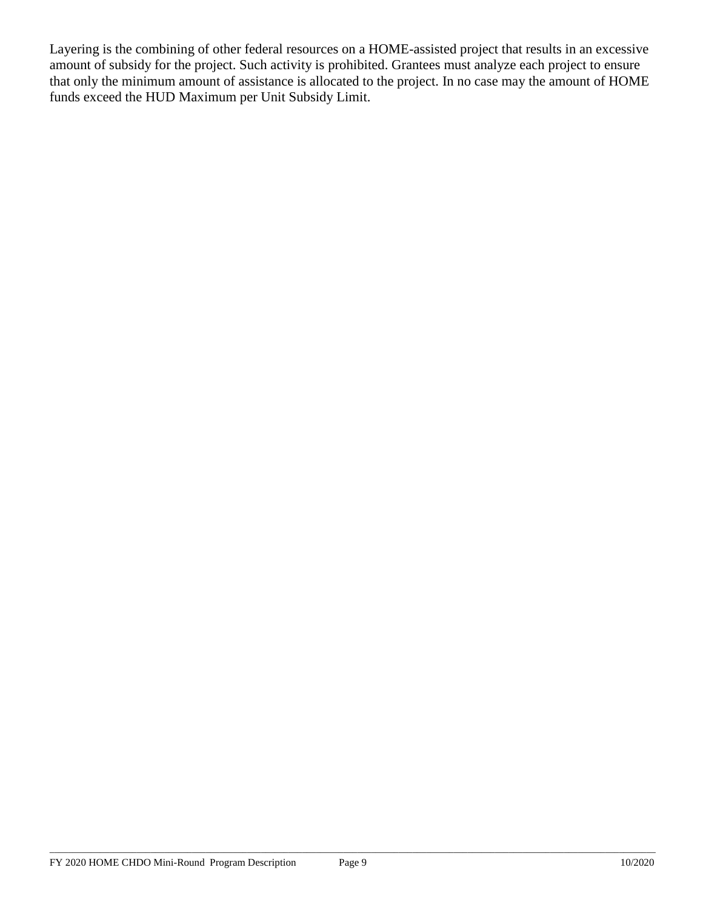Layering is the combining of other federal resources on a HOME-assisted project that results in an excessive amount of subsidy for the project. Such activity is prohibited. Grantees must analyze each project to ensure that only the minimum amount of assistance is allocated to the project. In no case may the amount of HOME funds exceed the HUD Maximum per Unit Subsidy Limit.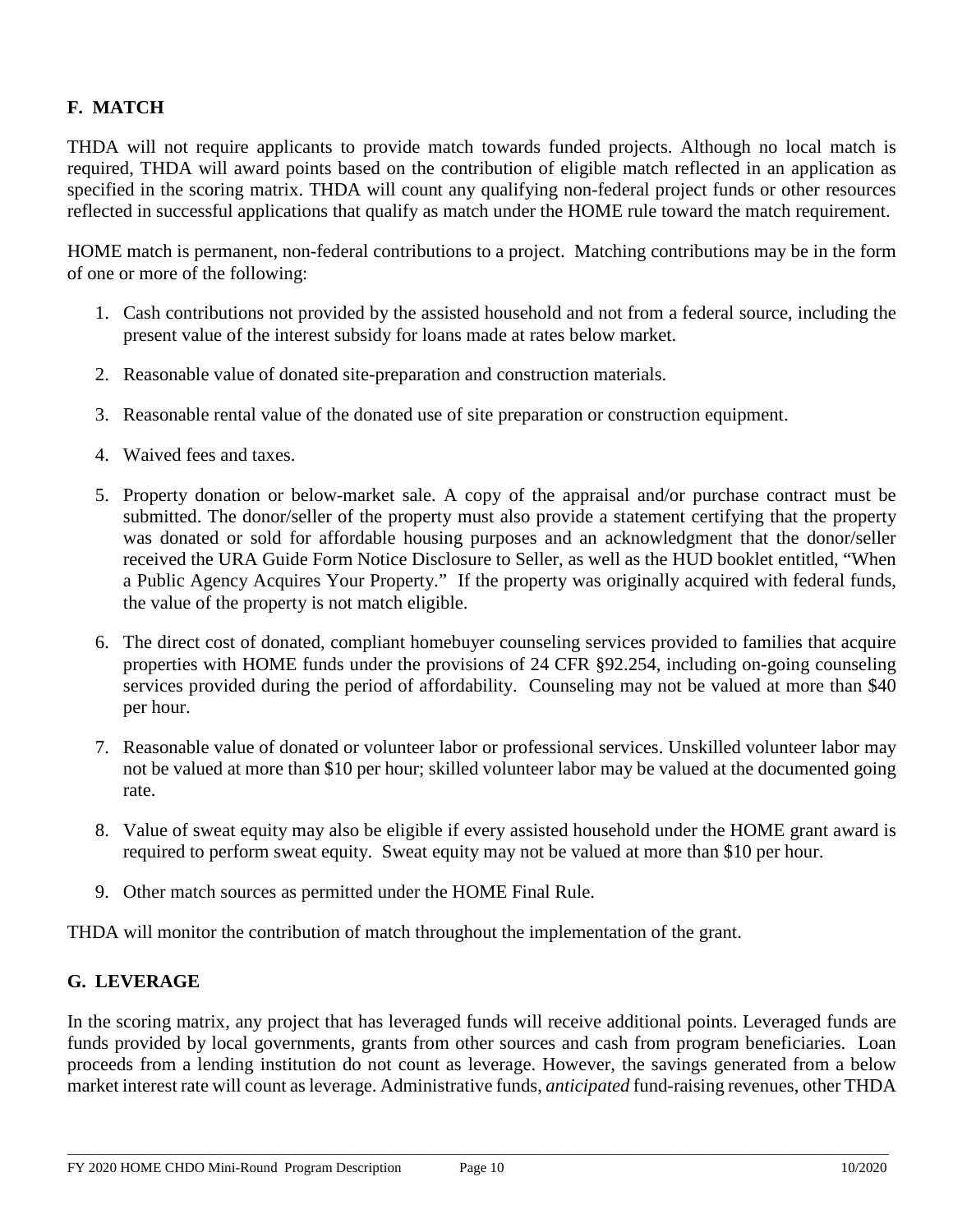## F. MATCH

THDA will not require applicants to provide match towards funded projects. Although no local match is required, THDA will award points based on the contribution of eligible match reflected in an application as specified in the scoring matrix. THDA will count any qualifying non-federal project funds or other resources reflected in successful applications that qualify as match under the HOME rule toward the match requirement.

HOME match is permanent, non-federal contributions to a project. Matching contributions may be in the form of one or more of the following:

1. Cash contributions not provided by the assisted household and not from a federal source, including the present value of the interest subsidy for loans made at rates below market.
2. Reasonable value of donated site-preparation and construction materials.
3. Reasonable rental value of the donated use of site preparation or construction equipment.
4. Waived fees and taxes.
5. Property donation or below-market sale. A copy of the appraisal and/or purchase contract must be submitted. The donor/seller of the property must also provide a statement certifying that the property was donated or sold for affordable housing purposes and an acknowledgment that the donor/seller received the URA Guide Form Notice Disclosure to Seller, as well as the HUD booklet entitled, "When a Public Agency Acquires Your Property." If the property was originally acquired with federal funds, the value of the property is not match eligible.
6. The direct cost of donated, compliant homebuyer counseling services provided to families that acquire properties with HOME funds under the provisions of 24 CFR §92.254, including on-going counseling services provided during the period of affordability. Counseling may not be valued at more than $40 per hour.
7. Reasonable value of donated or volunteer labor or professional services. Unskilled volunteer labor may not be valued at more than $10 per hour; skilled volunteer labor may be valued at the documented going rate.
8. Value of sweat equity may also be eligible if every assisted household under the HOME grant award is required to perform sweat equity. Sweat equity may not be valued at more than $10 per hour.
9. Other match sources as permitted under the HOME Final Rule.

THDA will monitor the contribution of match throughout the implementation of the grant.

## G. LEVERAGE

In the scoring matrix, any project that has leveraged funds will receive additional points. Leveraged funds are funds provided by local governments, grants from other sources and cash from program beneficiaries. Loan proceeds from a lending institution do not count as leverage. However, the savings generated from a below market interest rate will count as leverage. Administrative funds, *anticipated* fund-raising revenues, other THDA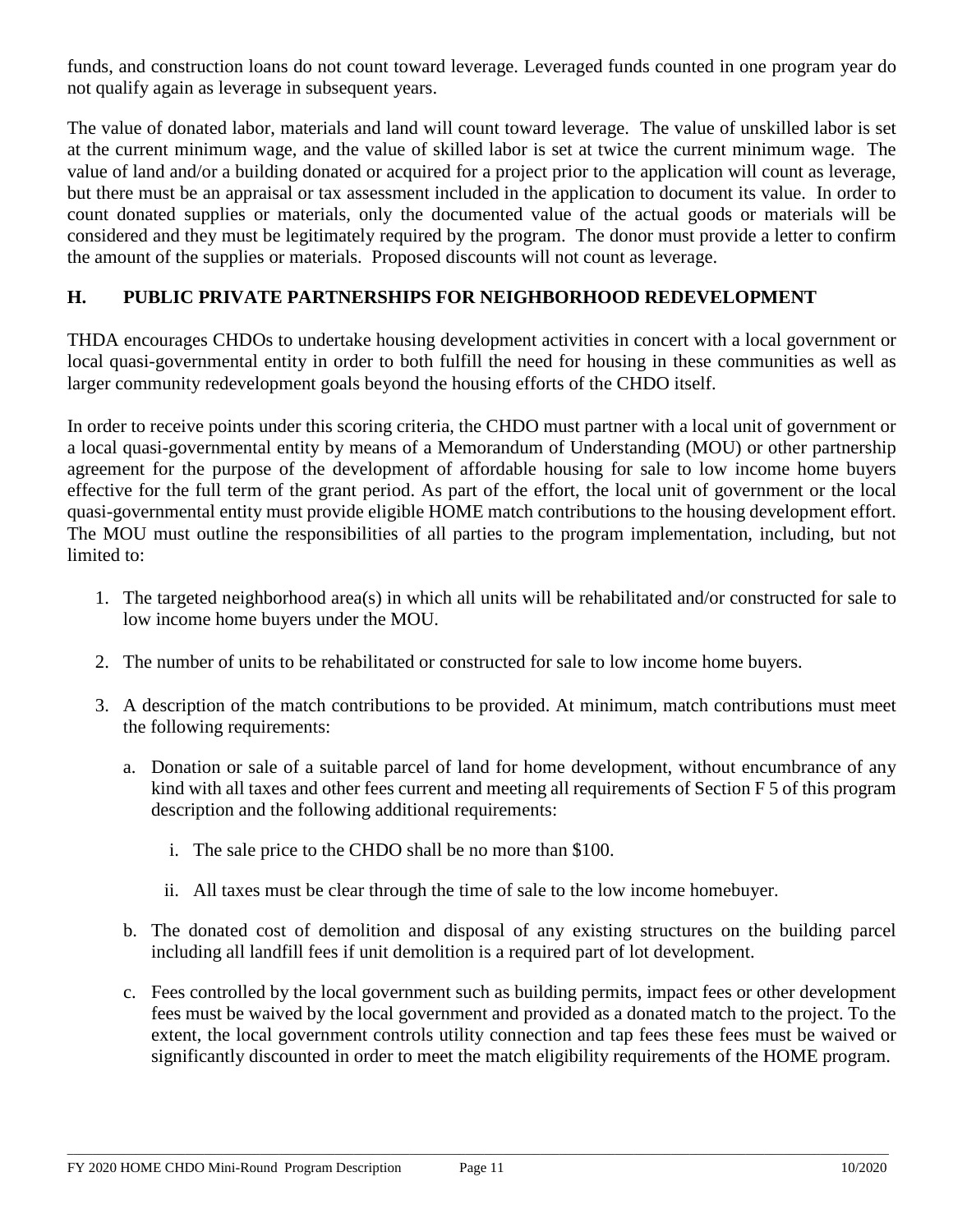funds, and construction loans do not count toward leverage. Leveraged funds counted in one program year do not qualify again as leverage in subsequent years.

The value of donated labor, materials and land will count toward leverage. The value of unskilled labor is set at the current minimum wage, and the value of skilled labor is set at twice the current minimum wage. The value of land and/or a building donated or acquired for a project prior to the application will count as leverage, but there must be an appraisal or tax assessment included in the application to document its value. In order to count donated supplies or materials, only the documented value of the actual goods or materials will be considered and they must be legitimately required by the program. The donor must provide a letter to confirm the amount of the supplies or materials. Proposed discounts will not count as leverage.

## H. PUBLIC PRIVATE PARTNERSHIPS FOR NEIGHBORHOOD REDEVELOPMENT

THDA encourages CHDOs to undertake housing development activities in concert with a local government or local quasi-governmental entity in order to both fulfill the need for housing in these communities as well as larger community redevelopment goals beyond the housing efforts of the CHDO itself.

In order to receive points under this scoring criteria, the CHDO must partner with a local unit of government or a local quasi-governmental entity by means of a Memorandum of Understanding (MOU) or other partnership agreement for the purpose of the development of affordable housing for sale to low income home buyers effective for the full term of the grant period. As part of the effort, the local unit of government or the local quasi-governmental entity must provide eligible HOME match contributions to the housing development effort. The MOU must outline the responsibilities of all parties to the program implementation, including, but not limited to:

1. The targeted neighborhood area(s) in which all units will be rehabilitated and/or constructed for sale to low income home buyers under the MOU.

2. The number of units to be rehabilitated or constructed for sale to low income home buyers.

3. A description of the match contributions to be provided. At minimum, match contributions must meet the following requirements:

   a. Donation or sale of a suitable parcel of land for home development, without encumbrance of any kind with all taxes and other fees current and meeting all requirements of Section F 5 of this program description and the following additional requirements:

      i. The sale price to the CHDO shall be no more than $100.

      ii. All taxes must be clear through the time of sale to the low income homebuyer.

   b. The donated cost of demolition and disposal of any existing structures on the building parcel including all landfill fees if unit demolition is a required part of lot development.

   c. Fees controlled by the local government such as building permits, impact fees or other development fees must be waived by the local government and provided as a donated match to the project. To the extent, the local government controls utility connection and tap fees these fees must be waived or significantly discounted in order to meet the match eligibility requirements of the HOME program.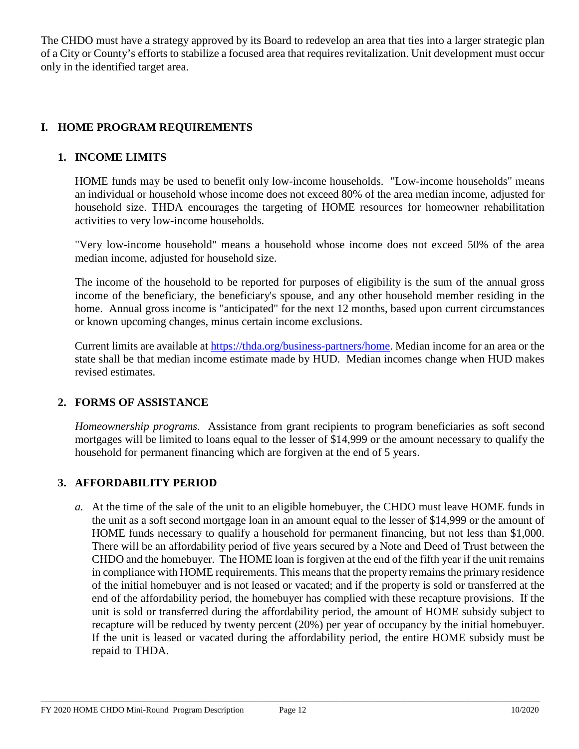The CHDO must have a strategy approved by its Board to redevelop an area that ties into a larger strategic plan of a City or County's efforts to stabilize a focused area that requires revitalization. Unit development must occur only in the identified target area.

## I. HOME PROGRAM REQUIREMENTS

### 1. INCOME LIMITS

HOME funds may be used to benefit only low-income households. "Low-income households" means an individual or household whose income does not exceed 80% of the area median income, adjusted for household size. THDA encourages the targeting of HOME resources for homeowner rehabilitation activities to very low-income households.

"Very low-income household" means a household whose income does not exceed 50% of the area median income, adjusted for household size.

The income of the household to be reported for purposes of eligibility is the sum of the annual gross income of the beneficiary, the beneficiary's spouse, and any other household member residing in the home. Annual gross income is "anticipated" for the next 12 months, based upon current circumstances or known upcoming changes, minus certain income exclusions.

Current limits are available at [https://thda.org/business-partners/home](https://thda.org/business-partners/home). Median income for an area or the state shall be that median income estimate made by HUD. Median incomes change when HUD makes revised estimates.

### 2. FORMS OF ASSISTANCE

*Homeownership programs*. Assistance from grant recipients to program beneficiaries as soft second mortgages will be limited to loans equal to the lesser of $14,999 or the amount necessary to qualify the household for permanent financing which are forgiven at the end of 5 years.

### 3. AFFORDABILITY PERIOD

*a.* At the time of the sale of the unit to an eligible homebuyer, the CHDO must leave HOME funds in the unit as a soft second mortgage loan in an amount equal to the lesser of $14,999 or the amount of HOME funds necessary to qualify a household for permanent financing, but not less than $1,000. There will be an affordability period of five years secured by a Note and Deed of Trust between the CHDO and the homebuyer. The HOME loan is forgiven at the end of the fifth year if the unit remains in compliance with HOME requirements. This means that the property remains the primary residence of the initial homebuyer and is not leased or vacated; and if the property is sold or transferred at the end of the affordability period, the homebuyer has complied with these recapture provisions. If the unit is sold or transferred during the affordability period, the amount of HOME subsidy subject to recapture will be reduced by twenty percent (20%) per year of occupancy by the initial homebuyer. If the unit is leased or vacated during the affordability period, the entire HOME subsidy must be repaid to THDA.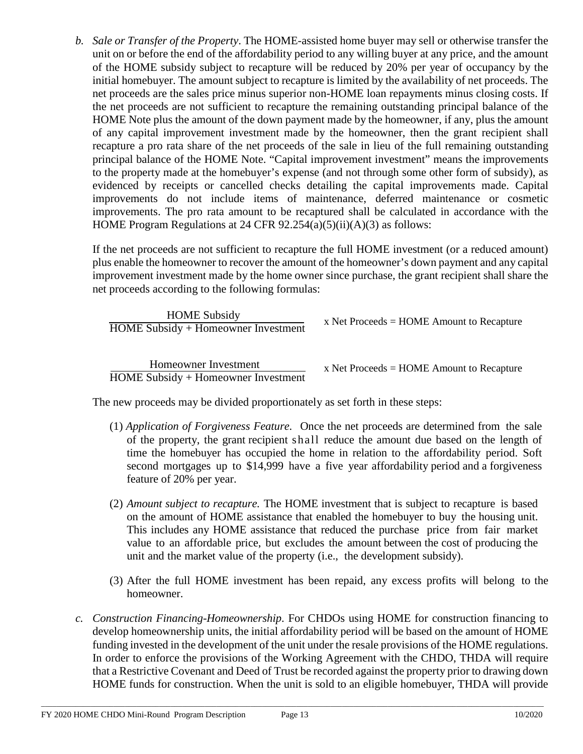b. *Sale or Transfer of the Property*. The HOME-assisted home buyer may sell or otherwise transfer the unit on or before the end of the affordability period to any willing buyer at any price, and the amount of the HOME subsidy subject to recapture will be reduced by 20% per year of occupancy by the initial homebuyer. The amount subject to recapture is limited by the availability of net proceeds. The net proceeds are the sales price minus superior non-HOME loan repayments minus closing costs. If the net proceeds are not sufficient to recapture the remaining outstanding principal balance of the HOME Note plus the amount of the down payment made by the homeowner, if any, plus the amount of any capital improvement investment made by the homeowner, then the grant recipient shall recapture a pro rata share of the net proceeds of the sale in lieu of the full remaining outstanding principal balance of the HOME Note. "Capital improvement investment" means the improvements to the property made at the homebuyer's expense (and not through some other form of subsidy), as evidenced by receipts or cancelled checks detailing the capital improvements made. Capital improvements do not include items of maintenance, deferred maintenance or cosmetic improvements. The pro rata amount to be recaptured shall be calculated in accordance with the HOME Program Regulations at 24 CFR 92.254(a)(5)(ii)(A)(3) as follows:

   If the net proceeds are not sufficient to recapture the full HOME investment (or a reduced amount) plus enable the homeowner to recover the amount of the homeowner's down payment and any capital improvement investment made by the home owner since purchase, the grant recipient shall share the net proceeds according to the following formulas:

$$\frac{\text{HOME Subsidy}}{\text{HOME Subsidy + Homeowner Investment}} \text{ x Net Proceeds = HOME Amount to Recapture}$$

$$\frac{\text{Homeowner Investment}}{\text{HOME Subsidy + Homeowner Investment}} \text{ x Net Proceeds = HOME Amount to Recapture}$$

   The new proceeds may be divided proportionately as set forth in these steps:

   (1) *Application of Forgiveness Feature.* Once the net proceeds are determined from the sale of the property, the grant recipient shall reduce the amount due based on the length of time the homebuyer has occupied the home in relation to the affordability period. Soft second mortgages up to $14,999 have a five year affordability period and a forgiveness feature of 20% per year.

   (2) *Amount subject to recapture.* The HOME investment that is subject to recapture is based on the amount of HOME assistance that enabled the homebuyer to buy the housing unit. This includes any HOME assistance that reduced the purchase price from fair market value to an affordable price, but excludes the amount between the cost of producing the unit and the market value of the property (i.e., the development subsidy).

   (3) After the full HOME investment has been repaid, any excess profits will belong to the homeowner.

c. *Construction Financing-Homeownership*. For CHDOs using HOME for construction financing to develop homeownership units, the initial affordability period will be based on the amount of HOME funding invested in the development of the unit under the resale provisions of the HOME regulations. In order to enforce the provisions of the Working Agreement with the CHDO, THDA will require that a Restrictive Covenant and Deed of Trust be recorded against the property prior to drawing down HOME funds for construction. When the unit is sold to an eligible homebuyer, THDA will provide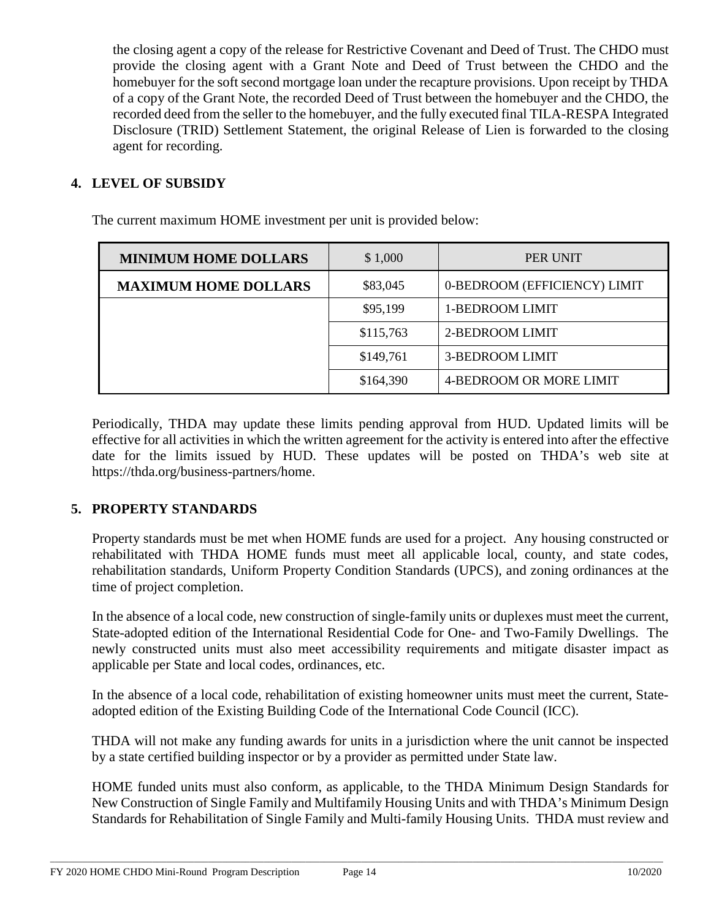the closing agent a copy of the release for Restrictive Covenant and Deed of Trust. The CHDO must provide the closing agent with a Grant Note and Deed of Trust between the CHDO and the homebuyer for the soft second mortgage loan under the recapture provisions. Upon receipt by THDA of a copy of the Grant Note, the recorded Deed of Trust between the homebuyer and the CHDO, the recorded deed from the seller to the homebuyer, and the fully executed final TILA-RESPA Integrated Disclosure (TRID) Settlement Statement, the original Release of Lien is forwarded to the closing agent for recording.

## 4. LEVEL OF SUBSIDY

The current maximum HOME investment per unit is provided below:

| **MINIMUM HOME DOLLARS** | $ 1,000 | PER UNIT |
|---|---|---|
| **MAXIMUM HOME DOLLARS** | $83,045 | 0-BEDROOM (EFFICIENCY) LIMIT |
| | $95,199 | 1-BEDROOM LIMIT |
| | $115,763 | 2-BEDROOM LIMIT |
| | $149,761 | 3-BEDROOM LIMIT |
| | $164,390 | 4-BEDROOM OR MORE LIMIT |

Periodically, THDA may update these limits pending approval from HUD. Updated limits will be effective for all activities in which the written agreement for the activity is entered into after the effective date for the limits issued by HUD. These updates will be posted on THDA's web site at https://thda.org/business-partners/home.

## 5. PROPERTY STANDARDS

Property standards must be met when HOME funds are used for a project. Any housing constructed or rehabilitated with THDA HOME funds must meet all applicable local, county, and state codes, rehabilitation standards, Uniform Property Condition Standards (UPCS), and zoning ordinances at the time of project completion.

In the absence of a local code, new construction of single-family units or duplexes must meet the current, State-adopted edition of the International Residential Code for One- and Two-Family Dwellings. The newly constructed units must also meet accessibility requirements and mitigate disaster impact as applicable per State and local codes, ordinances, etc.

In the absence of a local code, rehabilitation of existing homeowner units must meet the current, State-adopted edition of the Existing Building Code of the International Code Council (ICC).

THDA will not make any funding awards for units in a jurisdiction where the unit cannot be inspected by a state certified building inspector or by a provider as permitted under State law.

HOME funded units must also conform, as applicable, to the THDA Minimum Design Standards for New Construction of Single Family and Multifamily Housing Units and with THDA's Minimum Design Standards for Rehabilitation of Single Family and Multi-family Housing Units. THDA must review and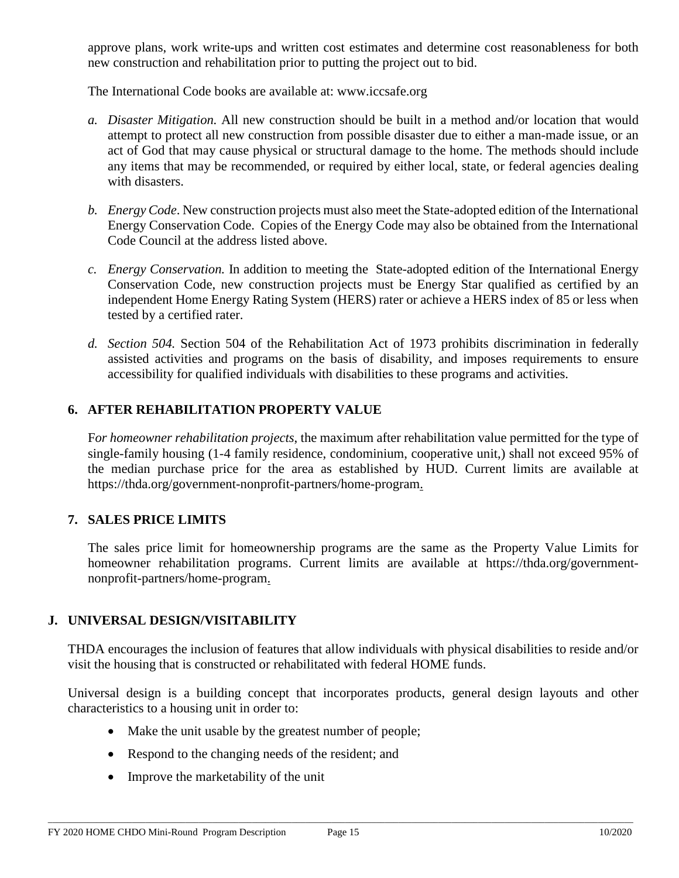approve plans, work write-ups and written cost estimates and determine cost reasonableness for both new construction and rehabilitation prior to putting the project out to bid.

The International Code books are available at: www.iccsafe.org

*a. Disaster Mitigation.* All new construction should be built in a method and/or location that would attempt to protect all new construction from possible disaster due to either a man-made issue, or an act of God that may cause physical or structural damage to the home. The methods should include any items that may be recommended, or required by either local, state, or federal agencies dealing with disasters.

*b. Energy Code*. New construction projects must also meet the State-adopted edition of the International Energy Conservation Code. Copies of the Energy Code may also be obtained from the International Code Council at the address listed above.

*c. Energy Conservation.* In addition to meeting the State-adopted edition of the International Energy Conservation Code, new construction projects must be Energy Star qualified as certified by an independent Home Energy Rating System (HERS) rater or achieve a HERS index of 85 or less when tested by a certified rater.

*d. Section 504.* Section 504 of the Rehabilitation Act of 1973 prohibits discrimination in federally assisted activities and programs on the basis of disability, and imposes requirements to ensure accessibility for qualified individuals with disabilities to these programs and activities.

### 6. AFTER REHABILITATION PROPERTY VALUE

F*or homeowner rehabilitation projects*, the maximum after rehabilitation value permitted for the type of single-family housing (1-4 family residence, condominium, cooperative unit,) shall not exceed 95% of the median purchase price for the area as established by HUD. Current limits are available at https://thda.org/government-nonprofit-partners/home-program.

### 7. SALES PRICE LIMITS

The sales price limit for homeownership programs are the same as the Property Value Limits for homeowner rehabilitation programs. Current limits are available at https://thda.org/government-nonprofit-partners/home-program.

## J. UNIVERSAL DESIGN/VISITABILITY

THDA encourages the inclusion of features that allow individuals with physical disabilities to reside and/or visit the housing that is constructed or rehabilitated with federal HOME funds.

Universal design is a building concept that incorporates products, general design layouts and other characteristics to a housing unit in order to:

- Make the unit usable by the greatest number of people;
- Respond to the changing needs of the resident; and
- Improve the marketability of the unit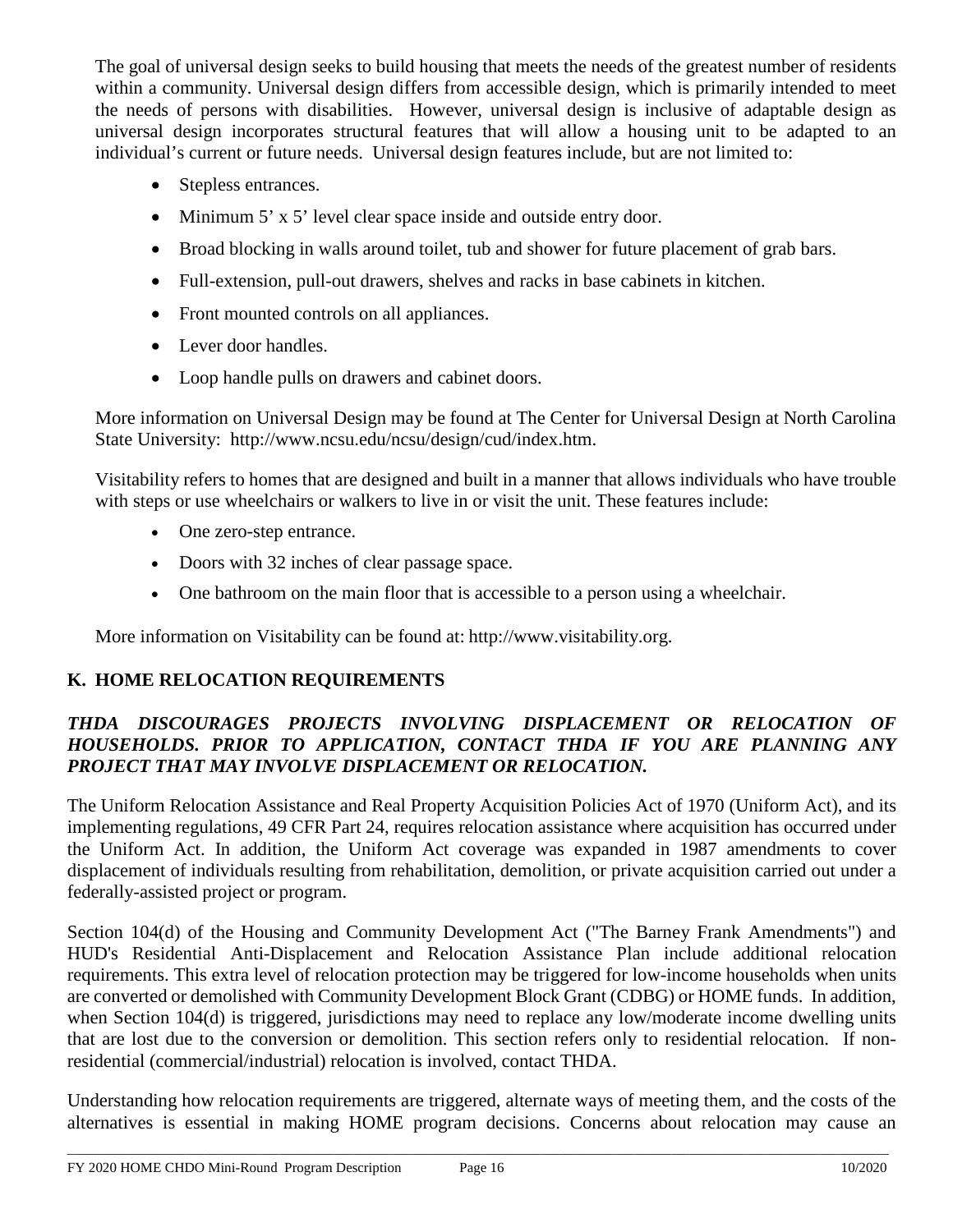The goal of universal design seeks to build housing that meets the needs of the greatest number of residents within a community. Universal design differs from accessible design, which is primarily intended to meet the needs of persons with disabilities. However, universal design is inclusive of adaptable design as universal design incorporates structural features that will allow a housing unit to be adapted to an individual's current or future needs. Universal design features include, but are not limited to:

- Stepless entrances.
- Minimum 5' x 5' level clear space inside and outside entry door.
- Broad blocking in walls around toilet, tub and shower for future placement of grab bars.
- Full-extension, pull-out drawers, shelves and racks in base cabinets in kitchen.
- Front mounted controls on all appliances.
- Lever door handles.
- Loop handle pulls on drawers and cabinet doors.

More information on Universal Design may be found at The Center for Universal Design at North Carolina State University: http://www.ncsu.edu/ncsu/design/cud/index.htm.

Visitability refers to homes that are designed and built in a manner that allows individuals who have trouble with steps or use wheelchairs or walkers to live in or visit the unit. These features include:

- One zero-step entrance.
- Doors with 32 inches of clear passage space.
- One bathroom on the main floor that is accessible to a person using a wheelchair.

More information on Visitability can be found at: http://www.visitability.org.

## K. HOME RELOCATION REQUIREMENTS

***THDA DISCOURAGES PROJECTS INVOLVING DISPLACEMENT OR RELOCATION OF HOUSEHOLDS. PRIOR TO APPLICATION, CONTACT THDA IF YOU ARE PLANNING ANY PROJECT THAT MAY INVOLVE DISPLACEMENT OR RELOCATION.***

The Uniform Relocation Assistance and Real Property Acquisition Policies Act of 1970 (Uniform Act), and its implementing regulations, 49 CFR Part 24, requires relocation assistance where acquisition has occurred under the Uniform Act. In addition, the Uniform Act coverage was expanded in 1987 amendments to cover displacement of individuals resulting from rehabilitation, demolition, or private acquisition carried out under a federally-assisted project or program.

Section 104(d) of the Housing and Community Development Act ("The Barney Frank Amendments") and HUD's Residential Anti-Displacement and Relocation Assistance Plan include additional relocation requirements. This extra level of relocation protection may be triggered for low-income households when units are converted or demolished with Community Development Block Grant (CDBG) or HOME funds. In addition, when Section 104(d) is triggered, jurisdictions may need to replace any low/moderate income dwelling units that are lost due to the conversion or demolition. This section refers only to residential relocation. If non-residential (commercial/industrial) relocation is involved, contact THDA.

Understanding how relocation requirements are triggered, alternate ways of meeting them, and the costs of the alternatives is essential in making HOME program decisions. Concerns about relocation may cause an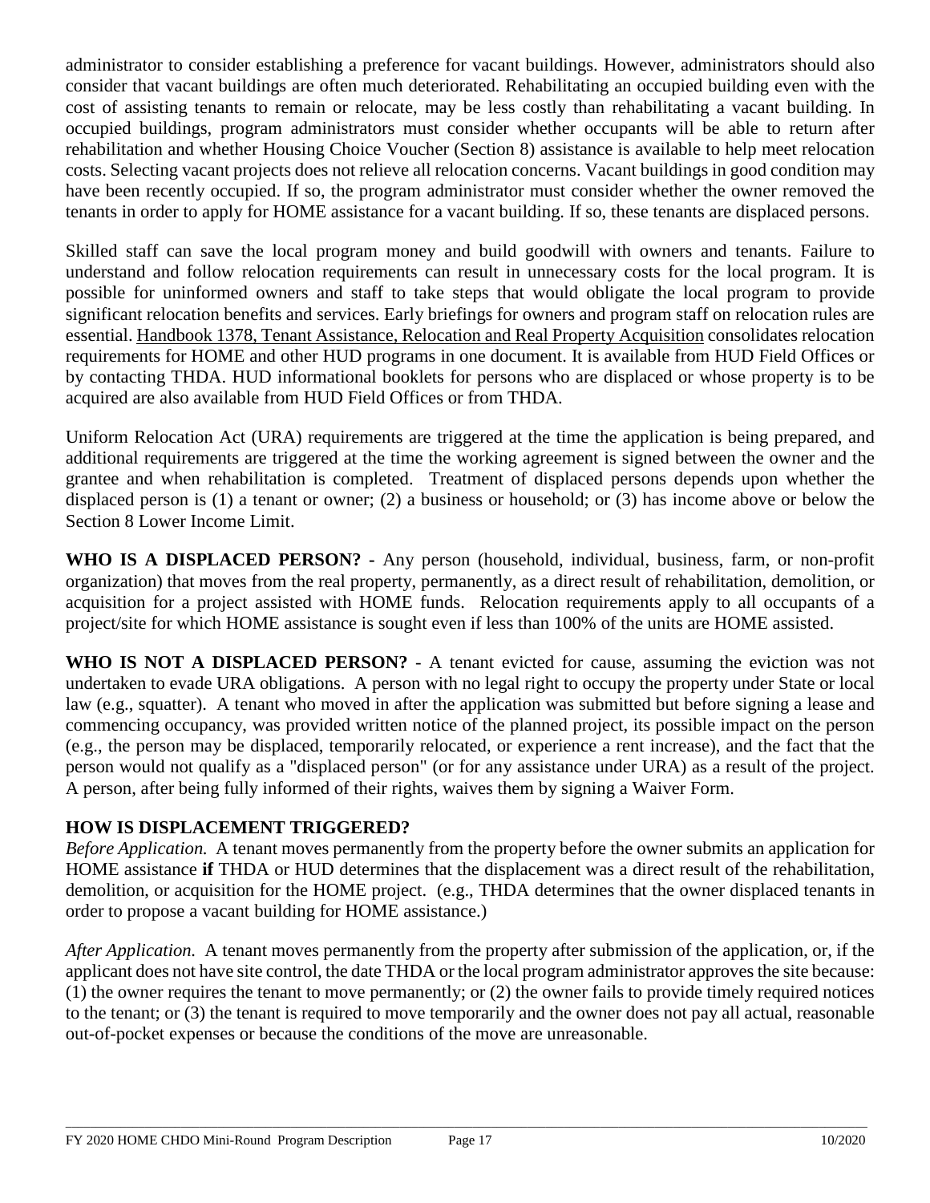administrator to consider establishing a preference for vacant buildings. However, administrators should also consider that vacant buildings are often much deteriorated. Rehabilitating an occupied building even with the cost of assisting tenants to remain or relocate, may be less costly than rehabilitating a vacant building. In occupied buildings, program administrators must consider whether occupants will be able to return after rehabilitation and whether Housing Choice Voucher (Section 8) assistance is available to help meet relocation costs. Selecting vacant projects does not relieve all relocation concerns. Vacant buildings in good condition may have been recently occupied. If so, the program administrator must consider whether the owner removed the tenants in order to apply for HOME assistance for a vacant building. If so, these tenants are displaced persons.

Skilled staff can save the local program money and build goodwill with owners and tenants. Failure to understand and follow relocation requirements can result in unnecessary costs for the local program. It is possible for uninformed owners and staff to take steps that would obligate the local program to provide significant relocation benefits and services. Early briefings for owners and program staff on relocation rules are essential. Handbook 1378, Tenant Assistance, Relocation and Real Property Acquisition consolidates relocation requirements for HOME and other HUD programs in one document. It is available from HUD Field Offices or by contacting THDA. HUD informational booklets for persons who are displaced or whose property is to be acquired are also available from HUD Field Offices or from THDA.

Uniform Relocation Act (URA) requirements are triggered at the time the application is being prepared, and additional requirements are triggered at the time the working agreement is signed between the owner and the grantee and when rehabilitation is completed. Treatment of displaced persons depends upon whether the displaced person is (1) a tenant or owner; (2) a business or household; or (3) has income above or below the Section 8 Lower Income Limit.

**WHO IS A DISPLACED PERSON? -** Any person (household, individual, business, farm, or non-profit organization) that moves from the real property, permanently, as a direct result of rehabilitation, demolition, or acquisition for a project assisted with HOME funds. Relocation requirements apply to all occupants of a project/site for which HOME assistance is sought even if less than 100% of the units are HOME assisted.

**WHO IS NOT A DISPLACED PERSON?** - A tenant evicted for cause, assuming the eviction was not undertaken to evade URA obligations. A person with no legal right to occupy the property under State or local law (e.g., squatter). A tenant who moved in after the application was submitted but before signing a lease and commencing occupancy, was provided written notice of the planned project, its possible impact on the person (e.g., the person may be displaced, temporarily relocated, or experience a rent increase), and the fact that the person would not qualify as a "displaced person" (or for any assistance under URA) as a result of the project. A person, after being fully informed of their rights, waives them by signing a Waiver Form.

### HOW IS DISPLACEMENT TRIGGERED?

*Before Application.* A tenant moves permanently from the property before the owner submits an application for HOME assistance **if** THDA or HUD determines that the displacement was a direct result of the rehabilitation, demolition, or acquisition for the HOME project. (e.g., THDA determines that the owner displaced tenants in order to propose a vacant building for HOME assistance.)

*After Application.* A tenant moves permanently from the property after submission of the application, or, if the applicant does not have site control, the date THDA or the local program administrator approves the site because: (1) the owner requires the tenant to move permanently; or (2) the owner fails to provide timely required notices to the tenant; or (3) the tenant is required to move temporarily and the owner does not pay all actual, reasonable out-of-pocket expenses or because the conditions of the move are unreasonable.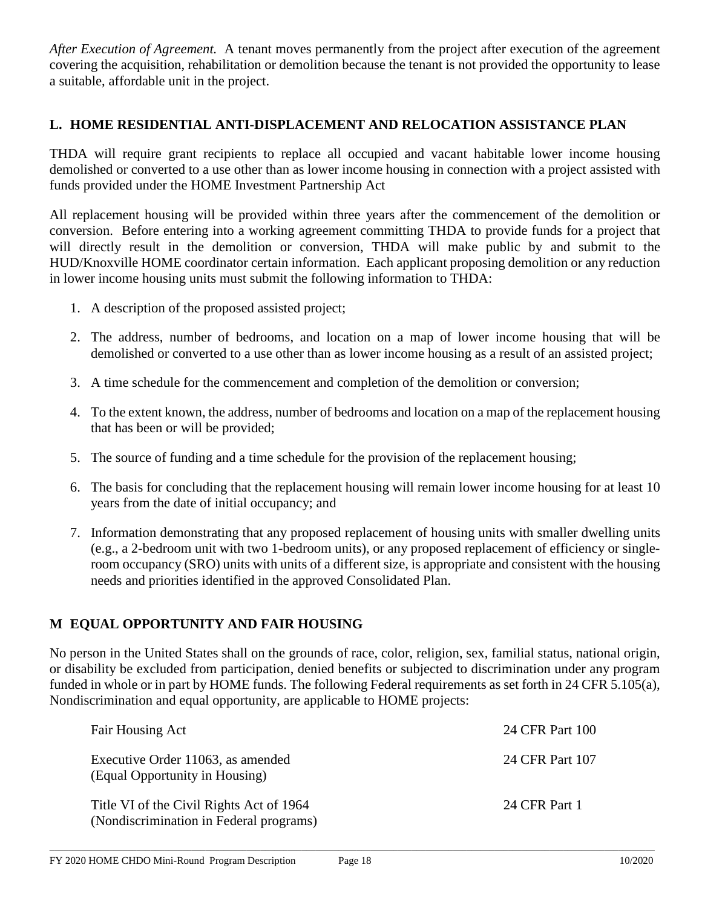*After Execution of Agreement.* A tenant moves permanently from the project after execution of the agreement covering the acquisition, rehabilitation or demolition because the tenant is not provided the opportunity to lease a suitable, affordable unit in the project.

## L. HOME RESIDENTIAL ANTI-DISPLACEMENT AND RELOCATION ASSISTANCE PLAN

THDA will require grant recipients to replace all occupied and vacant habitable lower income housing demolished or converted to a use other than as lower income housing in connection with a project assisted with funds provided under the HOME Investment Partnership Act

All replacement housing will be provided within three years after the commencement of the demolition or conversion. Before entering into a working agreement committing THDA to provide funds for a project that will directly result in the demolition or conversion, THDA will make public by and submit to the HUD/Knoxville HOME coordinator certain information. Each applicant proposing demolition or any reduction in lower income housing units must submit the following information to THDA:

1. A description of the proposed assisted project;
2. The address, number of bedrooms, and location on a map of lower income housing that will be demolished or converted to a use other than as lower income housing as a result of an assisted project;
3. A time schedule for the commencement and completion of the demolition or conversion;
4. To the extent known, the address, number of bedrooms and location on a map of the replacement housing that has been or will be provided;
5. The source of funding and a time schedule for the provision of the replacement housing;
6. The basis for concluding that the replacement housing will remain lower income housing for at least 10 years from the date of initial occupancy; and
7. Information demonstrating that any proposed replacement of housing units with smaller dwelling units (e.g., a 2-bedroom unit with two 1-bedroom units), or any proposed replacement of efficiency or single-room occupancy (SRO) units with units of a different size, is appropriate and consistent with the housing needs and priorities identified in the approved Consolidated Plan.

## M EQUAL OPPORTUNITY AND FAIR HOUSING

No person in the United States shall on the grounds of race, color, religion, sex, familial status, national origin, or disability be excluded from participation, denied benefits or subjected to discrimination under any program funded in whole or in part by HOME funds. The following Federal requirements as set forth in 24 CFR 5.105(a), Nondiscrimination and equal opportunity, are applicable to HOME projects:

| | |
|---|---|
| Fair Housing Act | 24 CFR Part 100 |
| Executive Order 11063, as amended (Equal Opportunity in Housing) | 24 CFR Part 107 |
| Title VI of the Civil Rights Act of 1964 (Nondiscrimination in Federal programs) | 24 CFR Part 1 |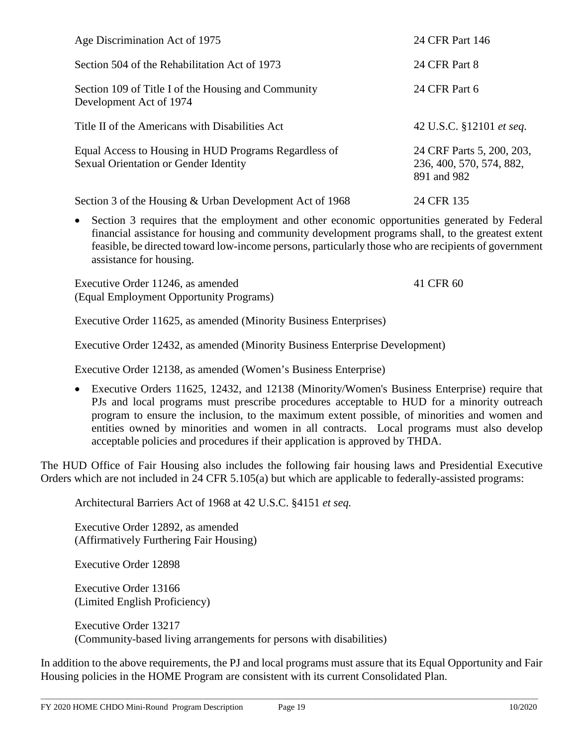| | |
|---|---|
| Age Discrimination Act of 1975 | 24 CFR Part 146 |
| Section 504 of the Rehabilitation Act of 1973 | 24 CFR Part 8 |
| Section 109 of Title I of the Housing and Community Development Act of 1974 | 24 CFR Part 6 |
| Title II of the Americans with Disabilities Act | 42 U.S.C. §12101 *et seq.* |
| Equal Access to Housing in HUD Programs Regardless of Sexual Orientation or Gender Identity | 24 CRF Parts 5, 200, 203, 236, 400, 570, 574, 882, 891 and 982 |
| Section 3 of the Housing & Urban Development Act of 1968 | 24 CFR 135 |

- Section 3 requires that the employment and other economic opportunities generated by Federal financial assistance for housing and community development programs shall, to the greatest extent feasible, be directed toward low-income persons, particularly those who are recipients of government assistance for housing.

| | |
|---|---|
| Executive Order 11246, as amended (Equal Employment Opportunity Programs) | 41 CFR 60 |

Executive Order 11625, as amended (Minority Business Enterprises)

Executive Order 12432, as amended (Minority Business Enterprise Development)

Executive Order 12138, as amended (Women's Business Enterprise)

- Executive Orders 11625, 12432, and 12138 (Minority/Women's Business Enterprise) require that PJs and local programs must prescribe procedures acceptable to HUD for a minority outreach program to ensure the inclusion, to the maximum extent possible, of minorities and women and entities owned by minorities and women in all contracts. Local programs must also develop acceptable policies and procedures if their application is approved by THDA.

The HUD Office of Fair Housing also includes the following fair housing laws and Presidential Executive Orders which are not included in 24 CFR 5.105(a) but which are applicable to federally-assisted programs:

Architectural Barriers Act of 1968 at 42 U.S.C. §4151 *et seq.*

Executive Order 12892, as amended
(Affirmatively Furthering Fair Housing)

Executive Order 12898

Executive Order 13166
(Limited English Proficiency)

Executive Order 13217
(Community-based living arrangements for persons with disabilities)

In addition to the above requirements, the PJ and local programs must assure that its Equal Opportunity and Fair Housing policies in the HOME Program are consistent with its current Consolidated Plan.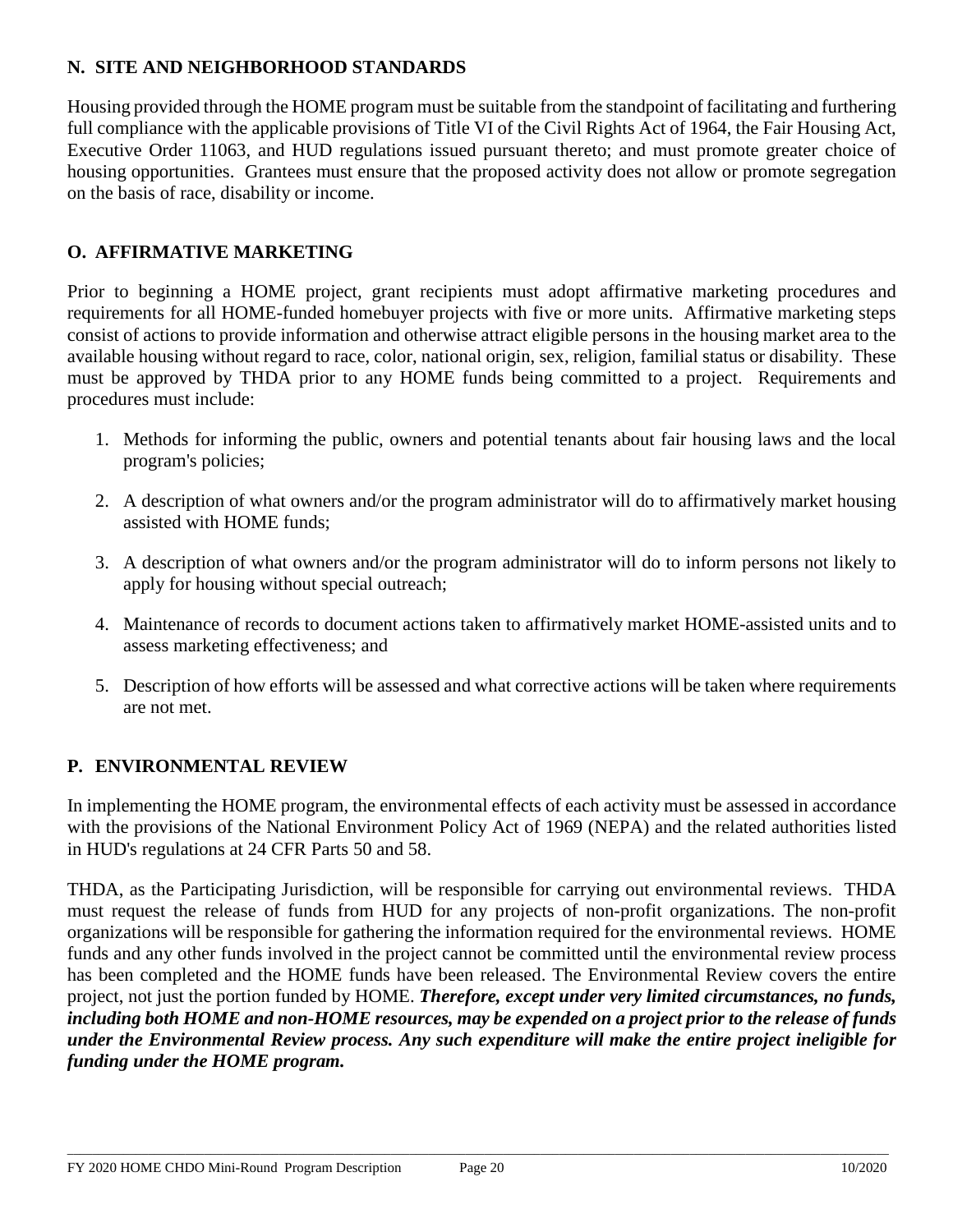## N. SITE AND NEIGHBORHOOD STANDARDS

Housing provided through the HOME program must be suitable from the standpoint of facilitating and furthering full compliance with the applicable provisions of Title VI of the Civil Rights Act of 1964, the Fair Housing Act, Executive Order 11063, and HUD regulations issued pursuant thereto; and must promote greater choice of housing opportunities. Grantees must ensure that the proposed activity does not allow or promote segregation on the basis of race, disability or income.

## O. AFFIRMATIVE MARKETING

Prior to beginning a HOME project, grant recipients must adopt affirmative marketing procedures and requirements for all HOME-funded homebuyer projects with five or more units. Affirmative marketing steps consist of actions to provide information and otherwise attract eligible persons in the housing market area to the available housing without regard to race, color, national origin, sex, religion, familial status or disability. These must be approved by THDA prior to any HOME funds being committed to a project. Requirements and procedures must include:

1. Methods for informing the public, owners and potential tenants about fair housing laws and the local program's policies;
2. A description of what owners and/or the program administrator will do to affirmatively market housing assisted with HOME funds;
3. A description of what owners and/or the program administrator will do to inform persons not likely to apply for housing without special outreach;
4. Maintenance of records to document actions taken to affirmatively market HOME-assisted units and to assess marketing effectiveness; and
5. Description of how efforts will be assessed and what corrective actions will be taken where requirements are not met.

## P. ENVIRONMENTAL REVIEW

In implementing the HOME program, the environmental effects of each activity must be assessed in accordance with the provisions of the National Environment Policy Act of 1969 (NEPA) and the related authorities listed in HUD's regulations at 24 CFR Parts 50 and 58.

THDA, as the Participating Jurisdiction, will be responsible for carrying out environmental reviews. THDA must request the release of funds from HUD for any projects of non-profit organizations. The non-profit organizations will be responsible for gathering the information required for the environmental reviews. HOME funds and any other funds involved in the project cannot be committed until the environmental review process has been completed and the HOME funds have been released. The Environmental Review covers the entire project, not just the portion funded by HOME. ***Therefore, except under very limited circumstances, no funds, including both HOME and non-HOME resources, may be expended on a project prior to the release of funds under the Environmental Review process. Any such expenditure will make the entire project ineligible for funding under the HOME program.***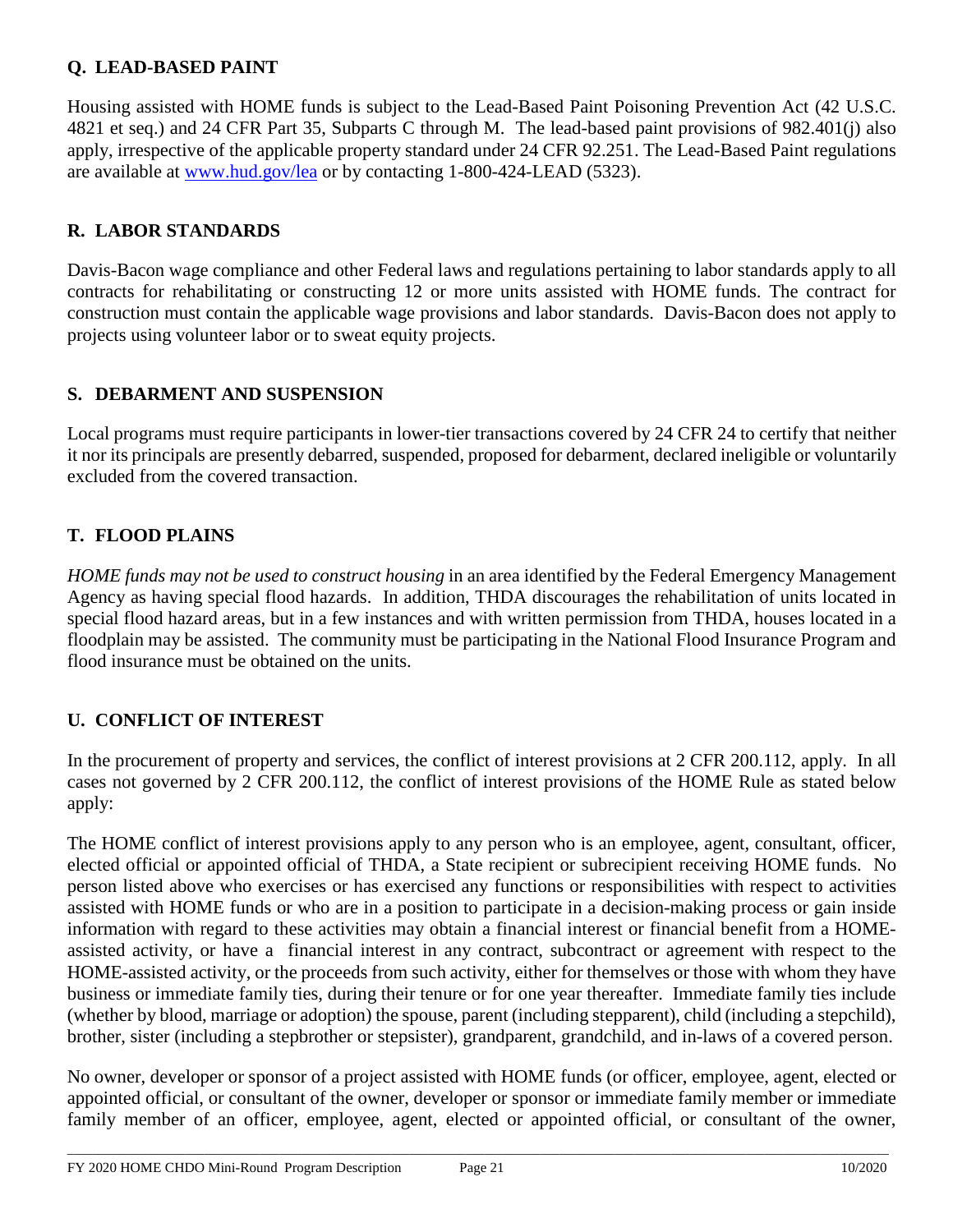## Q. LEAD-BASED PAINT

Housing assisted with HOME funds is subject to the Lead-Based Paint Poisoning Prevention Act (42 U.S.C. 4821 et seq.) and 24 CFR Part 35, Subparts C through M. The lead-based paint provisions of 982.401(j) also apply, irrespective of the applicable property standard under 24 CFR 92.251. The Lead-Based Paint regulations are available at [www.hud.gov/lea](http://www.hud.gov/lea) or by contacting 1-800-424-LEAD (5323).

## R. LABOR STANDARDS

Davis-Bacon wage compliance and other Federal laws and regulations pertaining to labor standards apply to all contracts for rehabilitating or constructing 12 or more units assisted with HOME funds. The contract for construction must contain the applicable wage provisions and labor standards. Davis-Bacon does not apply to projects using volunteer labor or to sweat equity projects.

## S. DEBARMENT AND SUSPENSION

Local programs must require participants in lower-tier transactions covered by 24 CFR 24 to certify that neither it nor its principals are presently debarred, suspended, proposed for debarment, declared ineligible or voluntarily excluded from the covered transaction.

## T. FLOOD PLAINS

*HOME funds may not be used to construct housing* in an area identified by the Federal Emergency Management Agency as having special flood hazards. In addition, THDA discourages the rehabilitation of units located in special flood hazard areas, but in a few instances and with written permission from THDA, houses located in a floodplain may be assisted. The community must be participating in the National Flood Insurance Program and flood insurance must be obtained on the units.

## U. CONFLICT OF INTEREST

In the procurement of property and services, the conflict of interest provisions at 2 CFR 200.112, apply. In all cases not governed by 2 CFR 200.112, the conflict of interest provisions of the HOME Rule as stated below apply:

The HOME conflict of interest provisions apply to any person who is an employee, agent, consultant, officer, elected official or appointed official of THDA, a State recipient or subrecipient receiving HOME funds. No person listed above who exercises or has exercised any functions or responsibilities with respect to activities assisted with HOME funds or who are in a position to participate in a decision-making process or gain inside information with regard to these activities may obtain a financial interest or financial benefit from a HOME-assisted activity, or have a financial interest in any contract, subcontract or agreement with respect to the HOME-assisted activity, or the proceeds from such activity, either for themselves or those with whom they have business or immediate family ties, during their tenure or for one year thereafter. Immediate family ties include (whether by blood, marriage or adoption) the spouse, parent (including stepparent), child (including a stepchild), brother, sister (including a stepbrother or stepsister), grandparent, grandchild, and in-laws of a covered person.

No owner, developer or sponsor of a project assisted with HOME funds (or officer, employee, agent, elected or appointed official, or consultant of the owner, developer or sponsor or immediate family member or immediate family member of an officer, employee, agent, elected or appointed official, or consultant of the owner,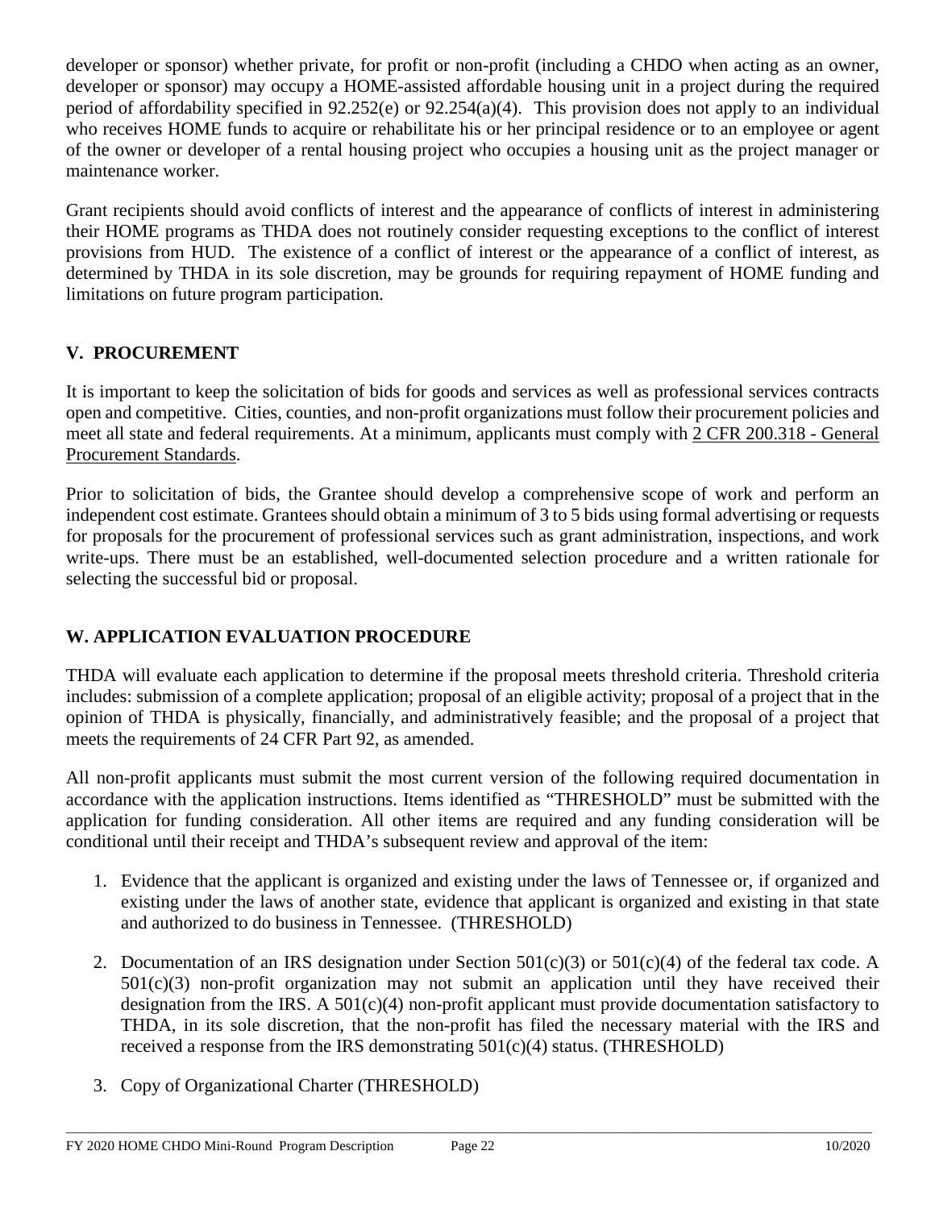developer or sponsor) whether private, for profit or non-profit (including a CHDO when acting as an owner, developer or sponsor) may occupy a HOME-assisted affordable housing unit in a project during the required period of affordability specified in 92.252(e) or 92.254(a)(4). This provision does not apply to an individual who receives HOME funds to acquire or rehabilitate his or her principal residence or to an employee or agent of the owner or developer of a rental housing project who occupies a housing unit as the project manager or maintenance worker.

Grant recipients should avoid conflicts of interest and the appearance of conflicts of interest in administering their HOME programs as THDA does not routinely consider requesting exceptions to the conflict of interest provisions from HUD. The existence of a conflict of interest or the appearance of a conflict of interest, as determined by THDA in its sole discretion, may be grounds for requiring repayment of HOME funding and limitations on future program participation.

## V. PROCUREMENT

It is important to keep the solicitation of bids for goods and services as well as professional services contracts open and competitive. Cities, counties, and non-profit organizations must follow their procurement policies and meet all state and federal requirements. At a minimum, applicants must comply with 2 CFR 200.318 - General Procurement Standards.

Prior to solicitation of bids, the Grantee should develop a comprehensive scope of work and perform an independent cost estimate. Grantees should obtain a minimum of 3 to 5 bids using formal advertising or requests for proposals for the procurement of professional services such as grant administration, inspections, and work write-ups. There must be an established, well-documented selection procedure and a written rationale for selecting the successful bid or proposal.

## W. APPLICATION EVALUATION PROCEDURE

THDA will evaluate each application to determine if the proposal meets threshold criteria. Threshold criteria includes: submission of a complete application; proposal of an eligible activity; proposal of a project that in the opinion of THDA is physically, financially, and administratively feasible; and the proposal of a project that meets the requirements of 24 CFR Part 92, as amended.

All non-profit applicants must submit the most current version of the following required documentation in accordance with the application instructions. Items identified as "THRESHOLD" must be submitted with the application for funding consideration. All other items are required and any funding consideration will be conditional until their receipt and THDA's subsequent review and approval of the item:

1. Evidence that the applicant is organized and existing under the laws of Tennessee or, if organized and existing under the laws of another state, evidence that applicant is organized and existing in that state and authorized to do business in Tennessee. (THRESHOLD)

2. Documentation of an IRS designation under Section 501(c)(3) or 501(c)(4) of the federal tax code. A 501(c)(3) non-profit organization may not submit an application until they have received their designation from the IRS. A 501(c)(4) non-profit applicant must provide documentation satisfactory to THDA, in its sole discretion, that the non-profit has filed the necessary material with the IRS and received a response from the IRS demonstrating 501(c)(4) status. (THRESHOLD)

3. Copy of Organizational Charter (THRESHOLD)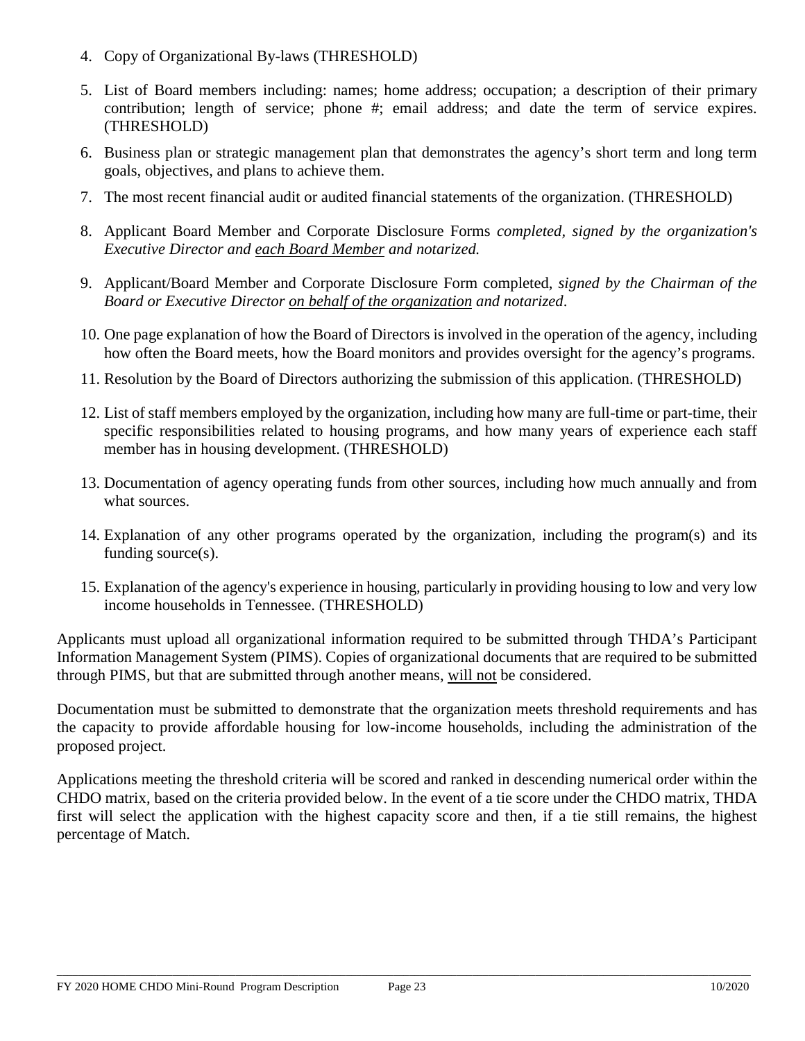4. Copy of Organizational By-laws (THRESHOLD)

5. List of Board members including: names; home address; occupation; a description of their primary contribution; length of service; phone #; email address; and date the term of service expires. (THRESHOLD)

6. Business plan or strategic management plan that demonstrates the agency's short term and long term goals, objectives, and plans to achieve them.

7. The most recent financial audit or audited financial statements of the organization. (THRESHOLD)

8. Applicant Board Member and Corporate Disclosure Forms *completed, signed by the organization's Executive Director and <u>each Board Member</u> and notarized.*

9. Applicant/Board Member and Corporate Disclosure Form completed, *signed by the Chairman of the Board or Executive Director <u>on behalf of the organization</u> and notarized*.

10. One page explanation of how the Board of Directors is involved in the operation of the agency, including how often the Board meets, how the Board monitors and provides oversight for the agency's programs.

11. Resolution by the Board of Directors authorizing the submission of this application. (THRESHOLD)

12. List of staff members employed by the organization, including how many are full-time or part-time, their specific responsibilities related to housing programs, and how many years of experience each staff member has in housing development. (THRESHOLD)

13. Documentation of agency operating funds from other sources, including how much annually and from what sources.

14. Explanation of any other programs operated by the organization, including the program(s) and its funding source(s).

15. Explanation of the agency's experience in housing, particularly in providing housing to low and very low income households in Tennessee. (THRESHOLD)

Applicants must upload all organizational information required to be submitted through THDA's Participant Information Management System (PIMS). Copies of organizational documents that are required to be submitted through PIMS, but that are submitted through another means, <u>will not</u> be considered.

Documentation must be submitted to demonstrate that the organization meets threshold requirements and has the capacity to provide affordable housing for low-income households, including the administration of the proposed project.

Applications meeting the threshold criteria will be scored and ranked in descending numerical order within the CHDO matrix, based on the criteria provided below. In the event of a tie score under the CHDO matrix, THDA first will select the application with the highest capacity score and then, if a tie still remains, the highest percentage of Match.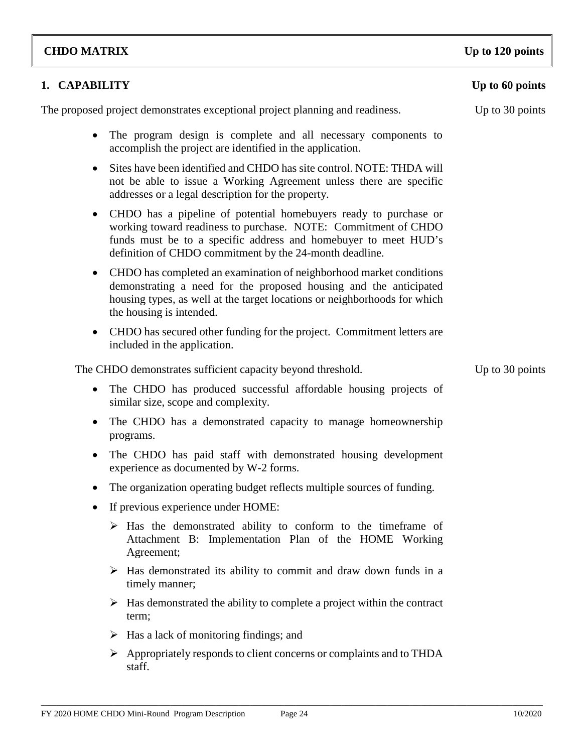## CHDO MATRIX — Up to 120 points

### 1. CAPABILITY — Up to 60 points

The proposed project demonstrates exceptional project planning and readiness. — Up to 30 points

- The program design is complete and all necessary components to accomplish the project are identified in the application.
- Sites have been identified and CHDO has site control. NOTE: THDA will not be able to issue a Working Agreement unless there are specific addresses or a legal description for the property.
- CHDO has a pipeline of potential homebuyers ready to purchase or working toward readiness to purchase. NOTE: Commitment of CHDO funds must be to a specific address and homebuyer to meet HUD's definition of CHDO commitment by the 24-month deadline.
- CHDO has completed an examination of neighborhood market conditions demonstrating a need for the proposed housing and the anticipated housing types, as well at the target locations or neighborhoods for which the housing is intended.
- CHDO has secured other funding for the project. Commitment letters are included in the application.

The CHDO demonstrates sufficient capacity beyond threshold. — Up to 30 points

- The CHDO has produced successful affordable housing projects of similar size, scope and complexity.
- The CHDO has a demonstrated capacity to manage homeownership programs.
- The CHDO has paid staff with demonstrated housing development experience as documented by W-2 forms.
- The organization operating budget reflects multiple sources of funding.
- If previous experience under HOME:
  - Has the demonstrated ability to conform to the timeframe of Attachment B: Implementation Plan of the HOME Working Agreement;
  - Has demonstrated its ability to commit and draw down funds in a timely manner;
  - Has demonstrated the ability to complete a project within the contract term;
  - Has a lack of monitoring findings; and
  - Appropriately responds to client concerns or complaints and to THDA staff.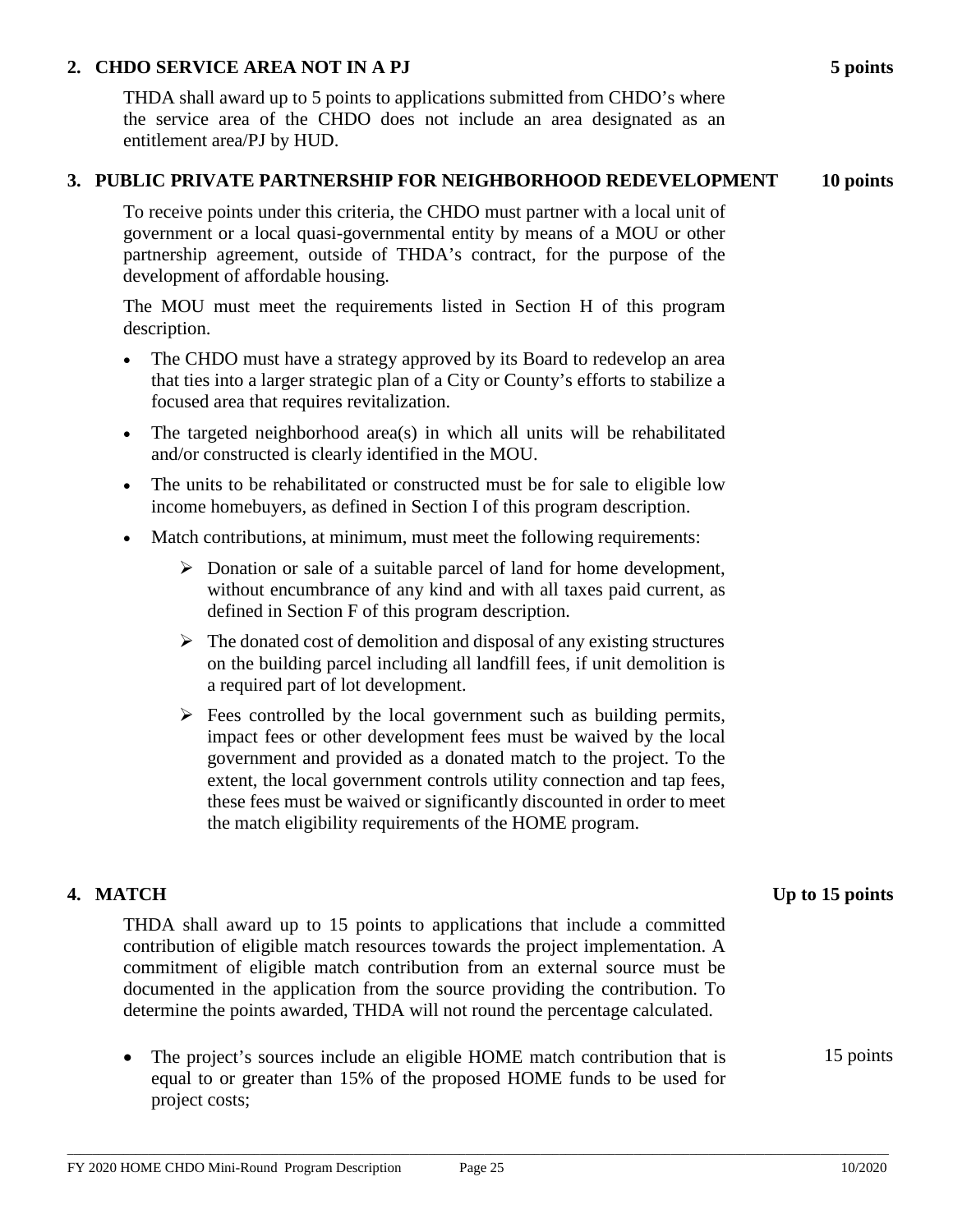## 2. CHDO SERVICE AREA NOT IN A PJ — 5 points

THDA shall award up to 5 points to applications submitted from CHDO's where the service area of the CHDO does not include an area designated as an entitlement area/PJ by HUD.

## 3. PUBLIC PRIVATE PARTNERSHIP FOR NEIGHBORHOOD REDEVELOPMENT — 10 points

To receive points under this criteria, the CHDO must partner with a local unit of government or a local quasi-governmental entity by means of a MOU or other partnership agreement, outside of THDA's contract, for the purpose of the development of affordable housing.

The MOU must meet the requirements listed in Section H of this program description.

- The CHDO must have a strategy approved by its Board to redevelop an area that ties into a larger strategic plan of a City or County's efforts to stabilize a focused area that requires revitalization.
- The targeted neighborhood area(s) in which all units will be rehabilitated and/or constructed is clearly identified in the MOU.
- The units to be rehabilitated or constructed must be for sale to eligible low income homebuyers, as defined in Section I of this program description.
- Match contributions, at minimum, must meet the following requirements:
  - Donation or sale of a suitable parcel of land for home development, without encumbrance of any kind and with all taxes paid current, as defined in Section F of this program description.
  - The donated cost of demolition and disposal of any existing structures on the building parcel including all landfill fees, if unit demolition is a required part of lot development.
  - Fees controlled by the local government such as building permits, impact fees or other development fees must be waived by the local government and provided as a donated match to the project. To the extent, the local government controls utility connection and tap fees, these fees must be waived or significantly discounted in order to meet the match eligibility requirements of the HOME program.

## 4. MATCH — Up to 15 points

THDA shall award up to 15 points to applications that include a committed contribution of eligible match resources towards the project implementation. A commitment of eligible match contribution from an external source must be documented in the application from the source providing the contribution. To determine the points awarded, THDA will not round the percentage calculated.

- The project's sources include an eligible HOME match contribution that is equal to or greater than 15% of the proposed HOME funds to be used for project costs; — 15 points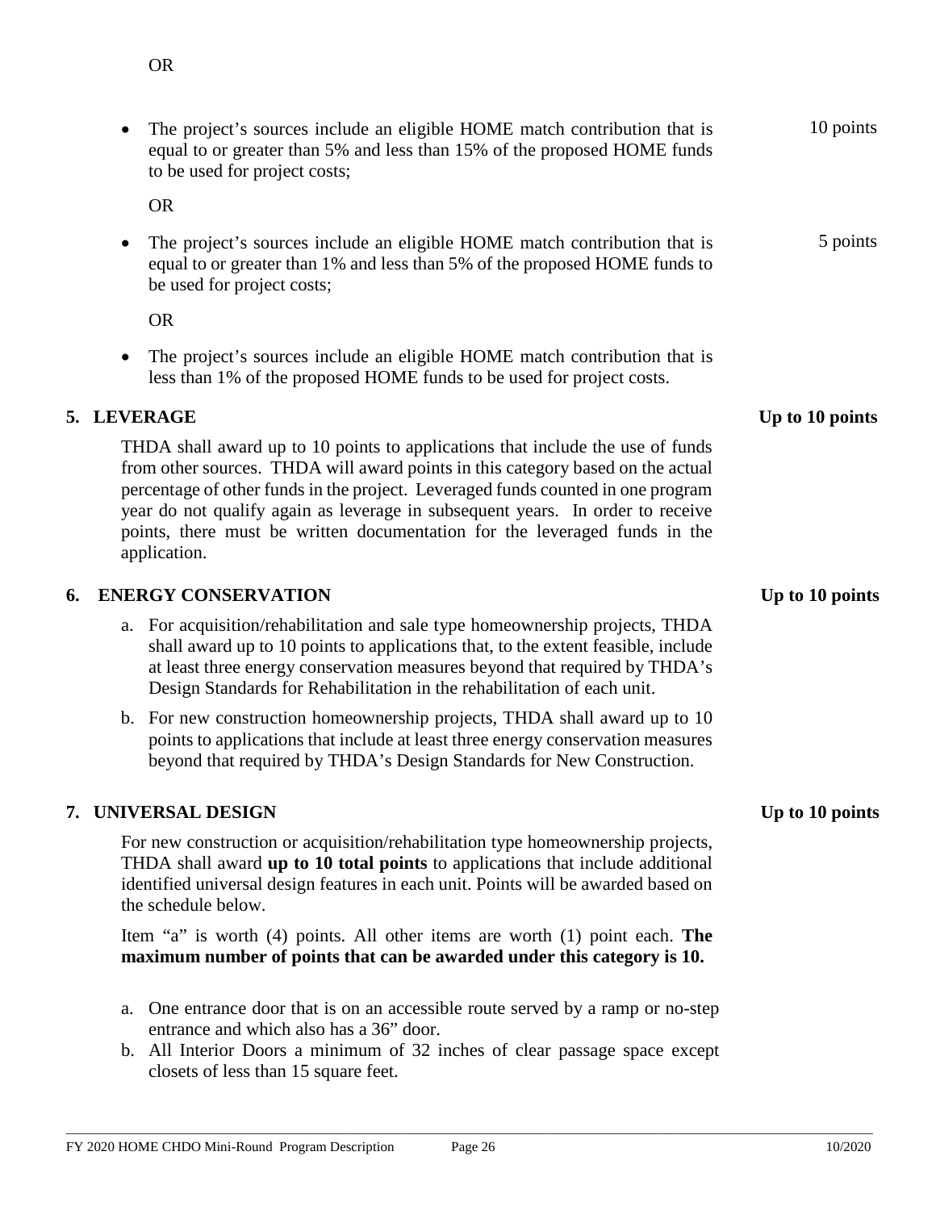OR

- The project's sources include an eligible HOME match contribution that is equal to or greater than 5% and less than 15% of the proposed HOME funds to be used for project costs; — 10 points

  OR

- The project's sources include an eligible HOME match contribution that is equal to or greater than 1% and less than 5% of the proposed HOME funds to be used for project costs; — 5 points

  OR

- The project's sources include an eligible HOME match contribution that is less than 1% of the proposed HOME funds to be used for project costs.

## 5. LEVERAGE — Up to 10 points

THDA shall award up to 10 points to applications that include the use of funds from other sources. THDA will award points in this category based on the actual percentage of other funds in the project. Leveraged funds counted in one program year do not qualify again as leverage in subsequent years. In order to receive points, there must be written documentation for the leveraged funds in the application.

## 6. ENERGY CONSERVATION — Up to 10 points

a. For acquisition/rehabilitation and sale type homeownership projects, THDA shall award up to 10 points to applications that, to the extent feasible, include at least three energy conservation measures beyond that required by THDA's Design Standards for Rehabilitation in the rehabilitation of each unit.

b. For new construction homeownership projects, THDA shall award up to 10 points to applications that include at least three energy conservation measures beyond that required by THDA's Design Standards for New Construction.

## 7. UNIVERSAL DESIGN — Up to 10 points

For new construction or acquisition/rehabilitation type homeownership projects, THDA shall award **up to 10 total points** to applications that include additional identified universal design features in each unit. Points will be awarded based on the schedule below.

Item "a" is worth (4) points. All other items are worth (1) point each. **The maximum number of points that can be awarded under this category is 10.**

a. One entrance door that is on an accessible route served by a ramp or no-step entrance and which also has a 36" door.
b. All Interior Doors a minimum of 32 inches of clear passage space except closets of less than 15 square feet.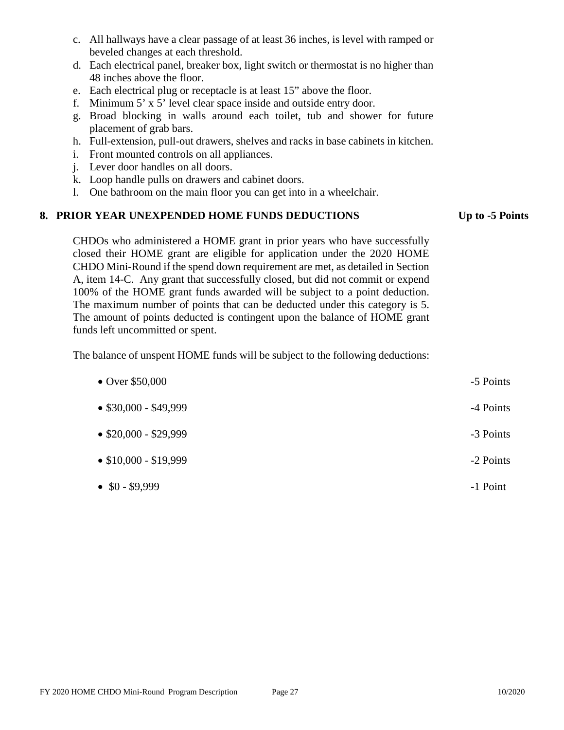c. All hallways have a clear passage of at least 36 inches, is level with ramped or beveled changes at each threshold.
d. Each electrical panel, breaker box, light switch or thermostat is no higher than 48 inches above the floor.
e. Each electrical plug or receptacle is at least 15" above the floor.
f. Minimum 5' x 5' level clear space inside and outside entry door.
g. Broad blocking in walls around each toilet, tub and shower for future placement of grab bars.
h. Full-extension, pull-out drawers, shelves and racks in base cabinets in kitchen.
i. Front mounted controls on all appliances.
j. Lever door handles on all doors.
k. Loop handle pulls on drawers and cabinet doors.
l. One bathroom on the main floor you can get into in a wheelchair.

## 8. PRIOR YEAR UNEXPENDED HOME FUNDS DEDUCTIONS — Up to -5 Points

CHDOs who administered a HOME grant in prior years who have successfully closed their HOME grant are eligible for application under the 2020 HOME CHDO Mini-Round if the spend down requirement are met, as detailed in Section A, item 14-C. Any grant that successfully closed, but did not commit or expend 100% of the HOME grant funds awarded will be subject to a point deduction. The maximum number of points that can be deducted under this category is 5. The amount of points deducted is contingent upon the balance of HOME grant funds left uncommitted or spent.

The balance of unspent HOME funds will be subject to the following deductions:

| | |
|---|---|
| • Over $50,000 | -5 Points |
| • $30,000 - $49,999 | -4 Points |
| • $20,000 - $29,999 | -3 Points |
| • $10,000 - $19,999 | -2 Points |
| • $0 - $9,999 | -1 Point |